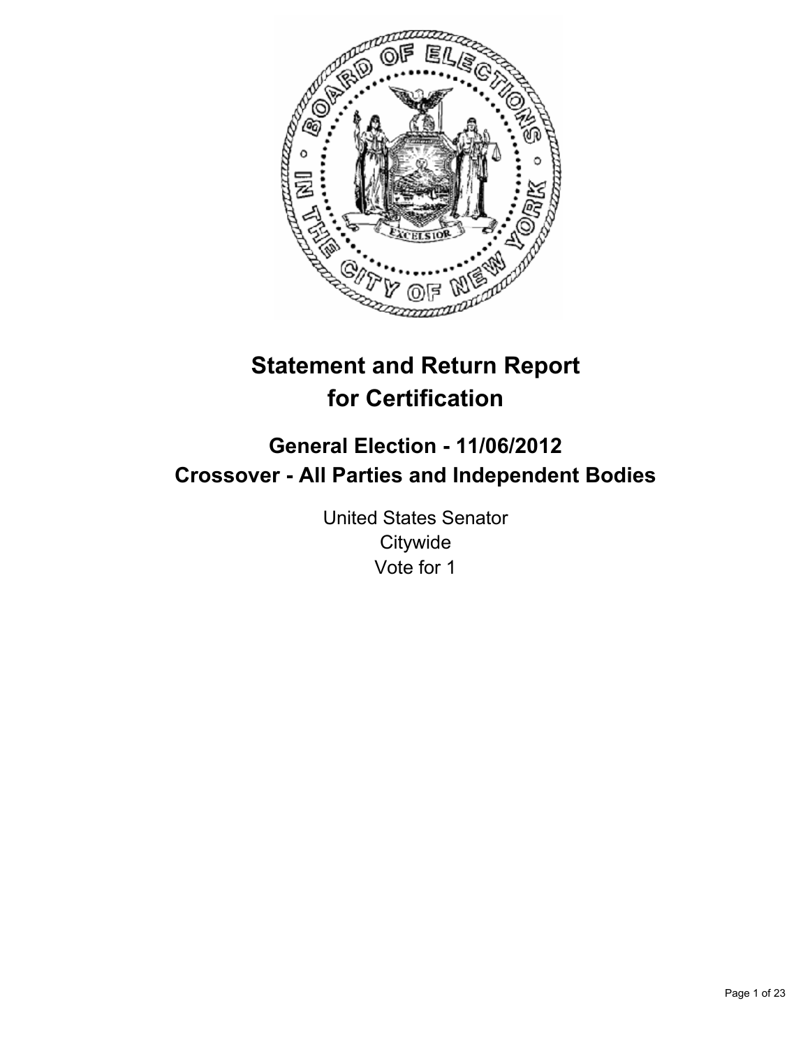# Statement and Return Report for Certification

## General Election - 11/06/2012
## Crossover - All Parties and Independent Bodies

United States Senator
Citywide
Vote for 1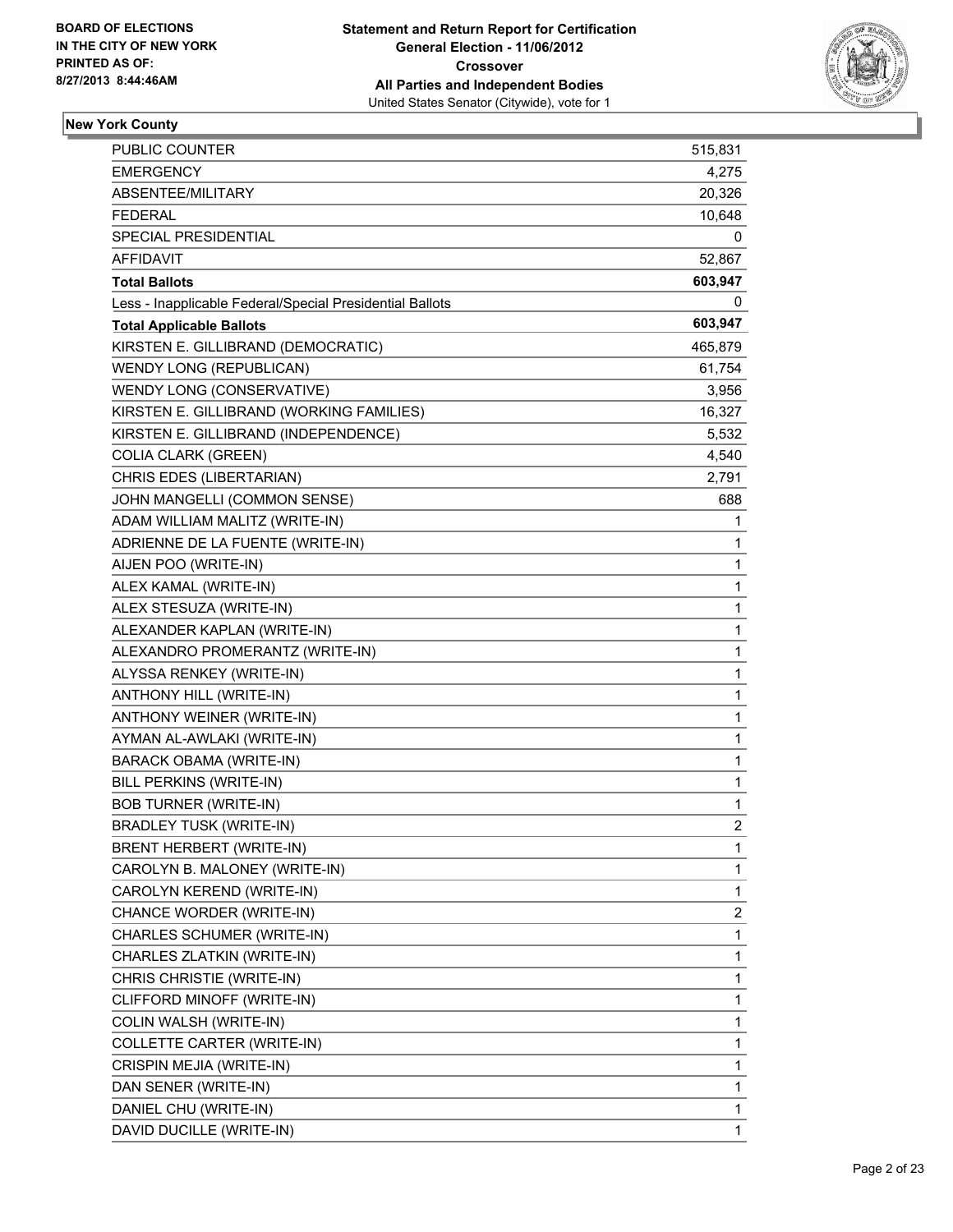**BOARD OF ELECTIONS IN THE CITY OF NEW YORK PRINTED AS OF: 8/27/2013 8:44:46AM**

**Statement and Return Report for Certification**
**General Election - 11/06/2012**
**Crossover**
**All Parties and Independent Bodies**
United States Senator (Citywide), vote for 1

## New York County

| | |
|---|---|
| PUBLIC COUNTER | 515,831 |
| EMERGENCY | 4,275 |
| ABSENTEE/MILITARY | 20,326 |
| FEDERAL | 10,648 |
| SPECIAL PRESIDENTIAL | 0 |
| AFFIDAVIT | 52,867 |
| **Total Ballots** | **603,947** |
| Less - Inapplicable Federal/Special Presidential Ballots | 0 |
| **Total Applicable Ballots** | **603,947** |
| KIRSTEN E. GILLIBRAND (DEMOCRATIC) | 465,879 |
| WENDY LONG (REPUBLICAN) | 61,754 |
| WENDY LONG (CONSERVATIVE) | 3,956 |
| KIRSTEN E. GILLIBRAND (WORKING FAMILIES) | 16,327 |
| KIRSTEN E. GILLIBRAND (INDEPENDENCE) | 5,532 |
| COLIA CLARK (GREEN) | 4,540 |
| CHRIS EDES (LIBERTARIAN) | 2,791 |
| JOHN MANGELLI (COMMON SENSE) | 688 |
| ADAM WILLIAM MALITZ (WRITE-IN) | 1 |
| ADRIENNE DE LA FUENTE (WRITE-IN) | 1 |
| AIJEN POO (WRITE-IN) | 1 |
| ALEX KAMAL (WRITE-IN) | 1 |
| ALEX STESUZA (WRITE-IN) | 1 |
| ALEXANDER KAPLAN (WRITE-IN) | 1 |
| ALEXANDRO PROMERANTZ (WRITE-IN) | 1 |
| ALYSSA RENKEY (WRITE-IN) | 1 |
| ANTHONY HILL (WRITE-IN) | 1 |
| ANTHONY WEINER (WRITE-IN) | 1 |
| AYMAN AL-AWLAKI (WRITE-IN) | 1 |
| BARACK OBAMA (WRITE-IN) | 1 |
| BILL PERKINS (WRITE-IN) | 1 |
| BOB TURNER (WRITE-IN) | 1 |
| BRADLEY TUSK (WRITE-IN) | 2 |
| BRENT HERBERT (WRITE-IN) | 1 |
| CAROLYN B. MALONEY (WRITE-IN) | 1 |
| CAROLYN KEREND (WRITE-IN) | 1 |
| CHANCE WORDER (WRITE-IN) | 2 |
| CHARLES SCHUMER (WRITE-IN) | 1 |
| CHARLES ZLATKIN (WRITE-IN) | 1 |
| CHRIS CHRISTIE (WRITE-IN) | 1 |
| CLIFFORD MINOFF (WRITE-IN) | 1 |
| COLIN WALSH (WRITE-IN) | 1 |
| COLLETTE CARTER (WRITE-IN) | 1 |
| CRISPIN MEJIA (WRITE-IN) | 1 |
| DAN SENER (WRITE-IN) | 1 |
| DANIEL CHU (WRITE-IN) | 1 |
| DAVID DUCILLE (WRITE-IN) | 1 |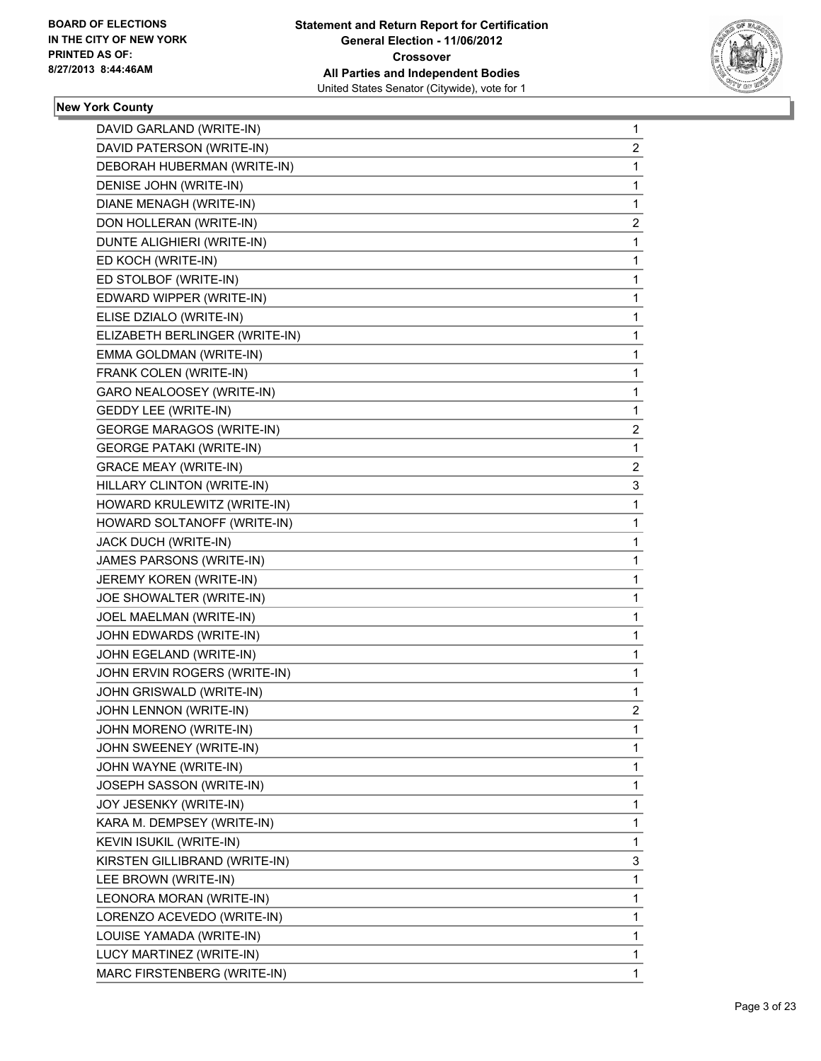**BOARD OF ELECTIONS IN THE CITY OF NEW YORK PRINTED AS OF: 8/27/2013 8:44:46AM**

**Statement and Return Report for Certification**
**General Election - 11/06/2012**
**Crossover**
**All Parties and Independent Bodies**
United States Senator (Citywide), vote for 1

### New York County

| | |
|---|---|
| DAVID GARLAND (WRITE-IN) | 1 |
| DAVID PATERSON (WRITE-IN) | 2 |
| DEBORAH HUBERMAN (WRITE-IN) | 1 |
| DENISE JOHN (WRITE-IN) | 1 |
| DIANE MENAGH (WRITE-IN) | 1 |
| DON HOLLERAN (WRITE-IN) | 2 |
| DUNTE ALIGHIERI (WRITE-IN) | 1 |
| ED KOCH (WRITE-IN) | 1 |
| ED STOLBOF (WRITE-IN) | 1 |
| EDWARD WIPPER (WRITE-IN) | 1 |
| ELISE DZIALO (WRITE-IN) | 1 |
| ELIZABETH BERLINGER (WRITE-IN) | 1 |
| EMMA GOLDMAN (WRITE-IN) | 1 |
| FRANK COLEN (WRITE-IN) | 1 |
| GARO NEALOOSEY (WRITE-IN) | 1 |
| GEDDY LEE (WRITE-IN) | 1 |
| GEORGE MARAGOS (WRITE-IN) | 2 |
| GEORGE PATAKI (WRITE-IN) | 1 |
| GRACE MEAY (WRITE-IN) | 2 |
| HILLARY CLINTON (WRITE-IN) | 3 |
| HOWARD KRULEWITZ (WRITE-IN) | 1 |
| HOWARD SOLTANOFF (WRITE-IN) | 1 |
| JACK DUCH (WRITE-IN) | 1 |
| JAMES PARSONS (WRITE-IN) | 1 |
| JEREMY KOREN (WRITE-IN) | 1 |
| JOE SHOWALTER (WRITE-IN) | 1 |
| JOEL MAELMAN (WRITE-IN) | 1 |
| JOHN EDWARDS (WRITE-IN) | 1 |
| JOHN EGELAND (WRITE-IN) | 1 |
| JOHN ERVIN ROGERS (WRITE-IN) | 1 |
| JOHN GRISWALD (WRITE-IN) | 1 |
| JOHN LENNON (WRITE-IN) | 2 |
| JOHN MORENO (WRITE-IN) | 1 |
| JOHN SWEENEY (WRITE-IN) | 1 |
| JOHN WAYNE (WRITE-IN) | 1 |
| JOSEPH SASSON (WRITE-IN) | 1 |
| JOY JESENKY (WRITE-IN) | 1 |
| KARA M. DEMPSEY (WRITE-IN) | 1 |
| KEVIN ISUKIL (WRITE-IN) | 1 |
| KIRSTEN GILLIBRAND (WRITE-IN) | 3 |
| LEE BROWN (WRITE-IN) | 1 |
| LEONORA MORAN (WRITE-IN) | 1 |
| LORENZO ACEVEDO (WRITE-IN) | 1 |
| LOUISE YAMADA (WRITE-IN) | 1 |
| LUCY MARTINEZ (WRITE-IN) | 1 |
| MARC FIRSTENBERG (WRITE-IN) | 1 |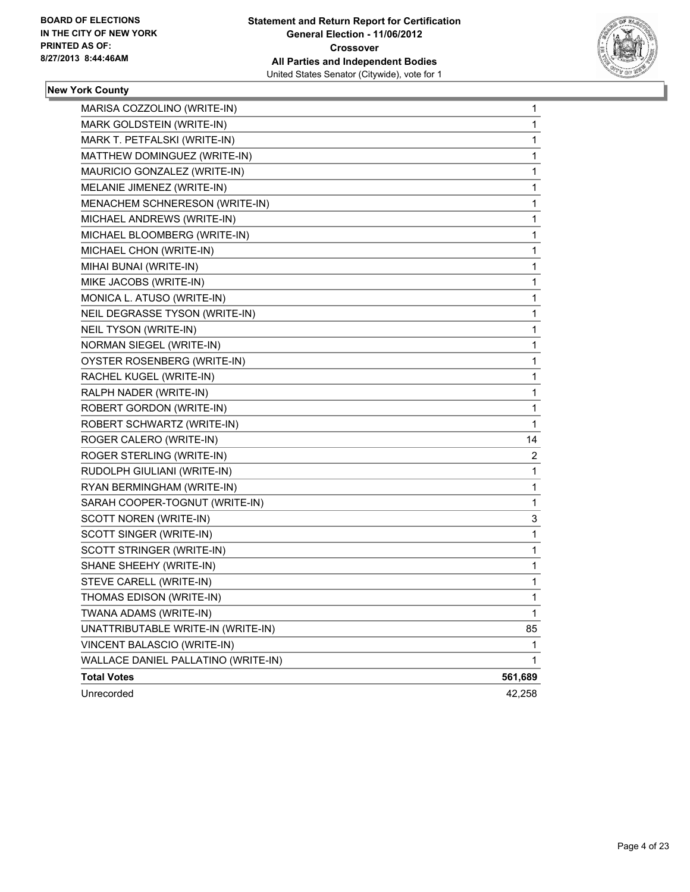**BOARD OF ELECTIONS IN THE CITY OF NEW YORK PRINTED AS OF: 8/27/2013 8:44:46AM**

**Statement and Return Report for Certification General Election - 11/06/2012 Crossover All Parties and Independent Bodies**
United States Senator (Citywide), vote for 1

## New York County

| | |
|---|---|
| MARISA COZZOLINO (WRITE-IN) | 1 |
| MARK GOLDSTEIN (WRITE-IN) | 1 |
| MARK T. PETFALSKI (WRITE-IN) | 1 |
| MATTHEW DOMINGUEZ (WRITE-IN) | 1 |
| MAURICIO GONZALEZ (WRITE-IN) | 1 |
| MELANIE JIMENEZ (WRITE-IN) | 1 |
| MENACHEM SCHNERESON (WRITE-IN) | 1 |
| MICHAEL ANDREWS (WRITE-IN) | 1 |
| MICHAEL BLOOMBERG (WRITE-IN) | 1 |
| MICHAEL CHON (WRITE-IN) | 1 |
| MIHAI BUNAI (WRITE-IN) | 1 |
| MIKE JACOBS (WRITE-IN) | 1 |
| MONICA L. ATUSO (WRITE-IN) | 1 |
| NEIL DEGRASSE TYSON (WRITE-IN) | 1 |
| NEIL TYSON (WRITE-IN) | 1 |
| NORMAN SIEGEL (WRITE-IN) | 1 |
| OYSTER ROSENBERG (WRITE-IN) | 1 |
| RACHEL KUGEL (WRITE-IN) | 1 |
| RALPH NADER (WRITE-IN) | 1 |
| ROBERT GORDON (WRITE-IN) | 1 |
| ROBERT SCHWARTZ (WRITE-IN) | 1 |
| ROGER CALERO (WRITE-IN) | 14 |
| ROGER STERLING (WRITE-IN) | 2 |
| RUDOLPH GIULIANI (WRITE-IN) | 1 |
| RYAN BERMINGHAM (WRITE-IN) | 1 |
| SARAH COOPER-TOGNUT (WRITE-IN) | 1 |
| SCOTT NOREN (WRITE-IN) | 3 |
| SCOTT SINGER (WRITE-IN) | 1 |
| SCOTT STRINGER (WRITE-IN) | 1 |
| SHANE SHEEHY (WRITE-IN) | 1 |
| STEVE CARELL (WRITE-IN) | 1 |
| THOMAS EDISON (WRITE-IN) | 1 |
| TWANA ADAMS (WRITE-IN) | 1 |
| UNATTRIBUTABLE WRITE-IN (WRITE-IN) | 85 |
| VINCENT BALASCIO (WRITE-IN) | 1 |
| WALLACE DANIEL PALLATINO (WRITE-IN) | 1 |
| **Total Votes** | **561,689** |
| Unrecorded | 42,258 |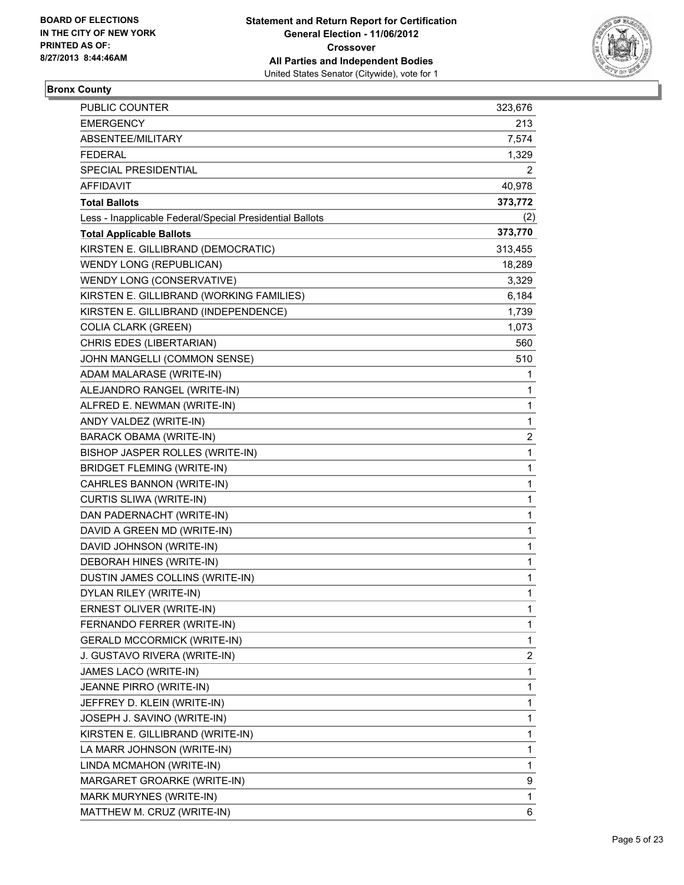BOARD OF ELECTIONS
IN THE CITY OF NEW YORK
PRINTED AS OF:
8/27/2013 8:44:46AM

**Statement and Return Report for Certification**
**General Election - 11/06/2012**
**Crossover**
**All Parties and Independent Bodies**
United States Senator (Citywide), vote for 1

## Bronx County

| | |
|---|---|
| PUBLIC COUNTER | 323,676 |
| EMERGENCY | 213 |
| ABSENTEE/MILITARY | 7,574 |
| FEDERAL | 1,329 |
| SPECIAL PRESIDENTIAL | 2 |
| AFFIDAVIT | 40,978 |
| **Total Ballots** | **373,772** |
| Less - Inapplicable Federal/Special Presidential Ballots | (2) |
| **Total Applicable Ballots** | **373,770** |
| KIRSTEN E. GILLIBRAND (DEMOCRATIC) | 313,455 |
| WENDY LONG (REPUBLICAN) | 18,289 |
| WENDY LONG (CONSERVATIVE) | 3,329 |
| KIRSTEN E. GILLIBRAND (WORKING FAMILIES) | 6,184 |
| KIRSTEN E. GILLIBRAND (INDEPENDENCE) | 1,739 |
| COLIA CLARK (GREEN) | 1,073 |
| CHRIS EDES (LIBERTARIAN) | 560 |
| JOHN MANGELLI (COMMON SENSE) | 510 |
| ADAM MALARASE (WRITE-IN) | 1 |
| ALEJANDRO RANGEL (WRITE-IN) | 1 |
| ALFRED E. NEWMAN (WRITE-IN) | 1 |
| ANDY VALDEZ (WRITE-IN) | 1 |
| BARACK OBAMA (WRITE-IN) | 2 |
| BISHOP JASPER ROLLES (WRITE-IN) | 1 |
| BRIDGET FLEMING (WRITE-IN) | 1 |
| CAHRLES BANNON (WRITE-IN) | 1 |
| CURTIS SLIWA (WRITE-IN) | 1 |
| DAN PADERNACHT (WRITE-IN) | 1 |
| DAVID A GREEN MD (WRITE-IN) | 1 |
| DAVID JOHNSON (WRITE-IN) | 1 |
| DEBORAH HINES (WRITE-IN) | 1 |
| DUSTIN JAMES COLLINS (WRITE-IN) | 1 |
| DYLAN RILEY (WRITE-IN) | 1 |
| ERNEST OLIVER (WRITE-IN) | 1 |
| FERNANDO FERRER (WRITE-IN) | 1 |
| GERALD MCCORMICK (WRITE-IN) | 1 |
| J. GUSTAVO RIVERA (WRITE-IN) | 2 |
| JAMES LACO (WRITE-IN) | 1 |
| JEANNE PIRRO (WRITE-IN) | 1 |
| JEFFREY D. KLEIN (WRITE-IN) | 1 |
| JOSEPH J. SAVINO (WRITE-IN) | 1 |
| KIRSTEN E. GILLIBRAND (WRITE-IN) | 1 |
| LA MARR JOHNSON (WRITE-IN) | 1 |
| LINDA MCMAHON (WRITE-IN) | 1 |
| MARGARET GROARKE (WRITE-IN) | 9 |
| MARK MURYNES (WRITE-IN) | 1 |
| MATTHEW M. CRUZ (WRITE-IN) | 6 |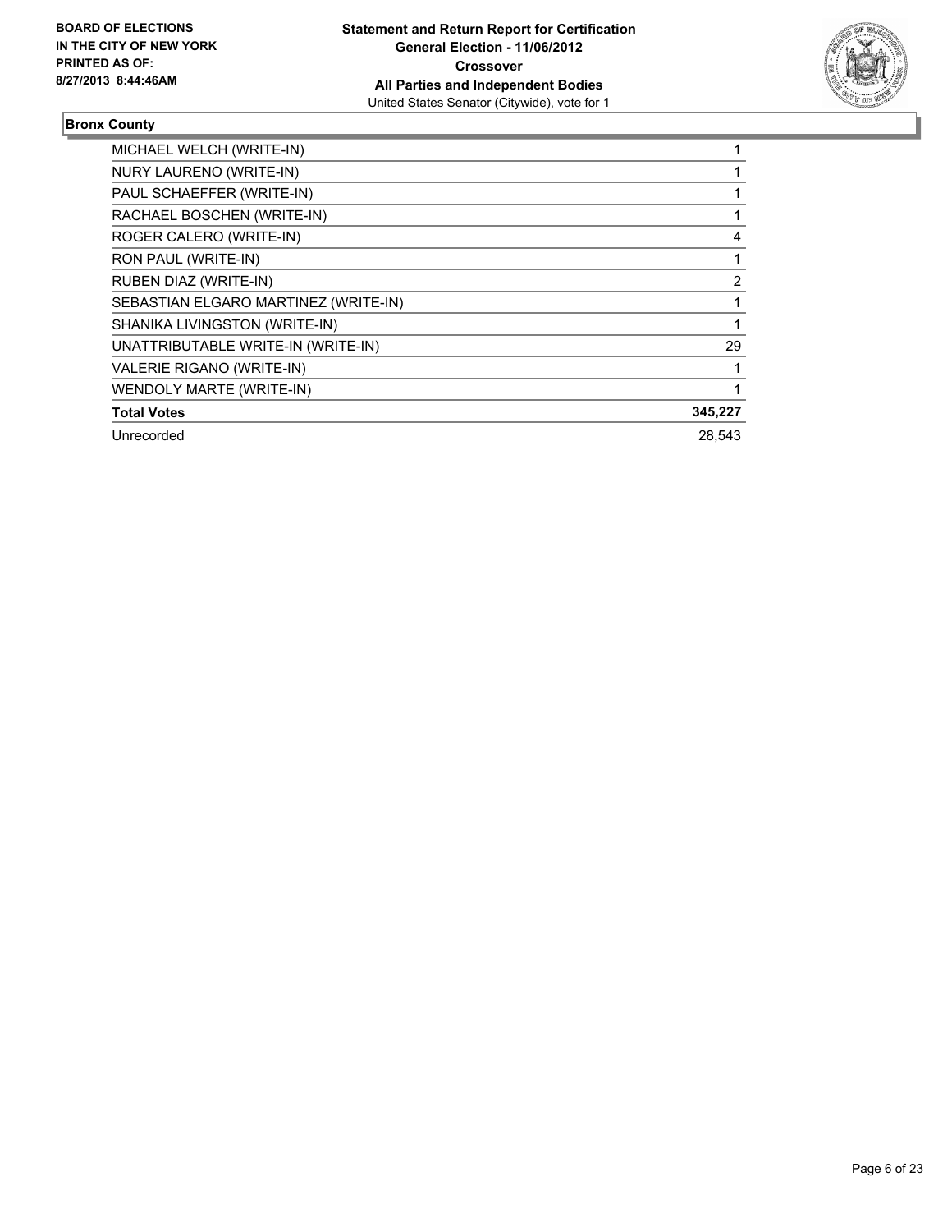**BOARD OF ELECTIONS IN THE CITY OF NEW YORK PRINTED AS OF: 8/27/2013 8:44:46AM**

**Statement and Return Report for Certification**
**General Election - 11/06/2012**
**Crossover**
**All Parties and Independent Bodies**
United States Senator (Citywide), vote for 1

## Bronx County

| | |
|---|---|
| MICHAEL WELCH (WRITE-IN) | 1 |
| NURY LAURENO (WRITE-IN) | 1 |
| PAUL SCHAEFFER (WRITE-IN) | 1 |
| RACHAEL BOSCHEN (WRITE-IN) | 1 |
| ROGER CALERO (WRITE-IN) | 4 |
| RON PAUL (WRITE-IN) | 1 |
| RUBEN DIAZ (WRITE-IN) | 2 |
| SEBASTIAN ELGARO MARTINEZ (WRITE-IN) | 1 |
| SHANIKA LIVINGSTON (WRITE-IN) | 1 |
| UNATTRIBUTABLE WRITE-IN (WRITE-IN) | 29 |
| VALERIE RIGANO (WRITE-IN) | 1 |
| WENDOLY MARTE (WRITE-IN) | 1 |
| **Total Votes** | **345,227** |
| Unrecorded | 28,543 |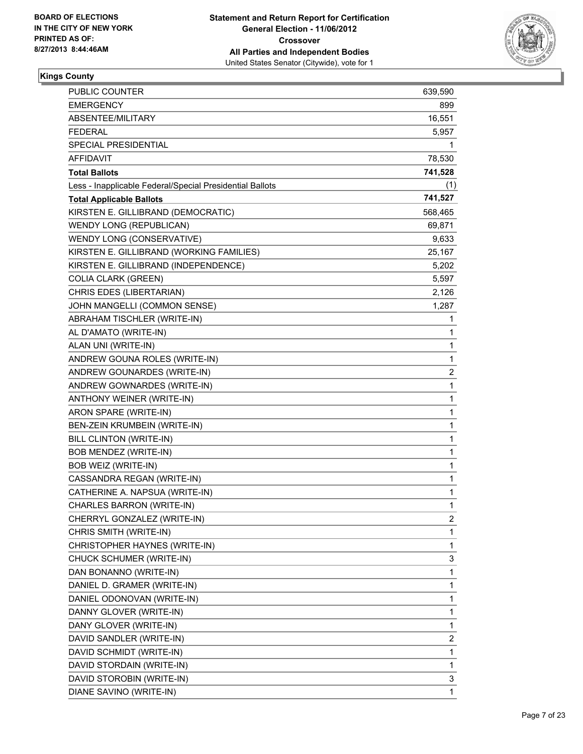BOARD OF ELECTIONS
IN THE CITY OF NEW YORK
PRINTED AS OF:
8/27/2013 8:44:46AM

**Statement and Return Report for Certification**
**General Election - 11/06/2012**
**Crossover**
**All Parties and Independent Bodies**
United States Senator (Citywide), vote for 1

## Kings County

| | |
|---|---|
| PUBLIC COUNTER | 639,590 |
| EMERGENCY | 899 |
| ABSENTEE/MILITARY | 16,551 |
| FEDERAL | 5,957 |
| SPECIAL PRESIDENTIAL | 1 |
| AFFIDAVIT | 78,530 |
| **Total Ballots** | **741,528** |
| Less - Inapplicable Federal/Special Presidential Ballots | (1) |
| **Total Applicable Ballots** | **741,527** |
| KIRSTEN E. GILLIBRAND (DEMOCRATIC) | 568,465 |
| WENDY LONG (REPUBLICAN) | 69,871 |
| WENDY LONG (CONSERVATIVE) | 9,633 |
| KIRSTEN E. GILLIBRAND (WORKING FAMILIES) | 25,167 |
| KIRSTEN E. GILLIBRAND (INDEPENDENCE) | 5,202 |
| COLIA CLARK (GREEN) | 5,597 |
| CHRIS EDES (LIBERTARIAN) | 2,126 |
| JOHN MANGELLI (COMMON SENSE) | 1,287 |
| ABRAHAM TISCHLER (WRITE-IN) | 1 |
| AL D'AMATO (WRITE-IN) | 1 |
| ALAN UNI (WRITE-IN) | 1 |
| ANDREW GOUNA ROLES (WRITE-IN) | 1 |
| ANDREW GOUNARDES (WRITE-IN) | 2 |
| ANDREW GOWNARDES (WRITE-IN) | 1 |
| ANTHONY WEINER (WRITE-IN) | 1 |
| ARON SPARE (WRITE-IN) | 1 |
| BEN-ZEIN KRUMBEIN (WRITE-IN) | 1 |
| BILL CLINTON (WRITE-IN) | 1 |
| BOB MENDEZ (WRITE-IN) | 1 |
| BOB WEIZ (WRITE-IN) | 1 |
| CASSANDRA REGAN (WRITE-IN) | 1 |
| CATHERINE A. NAPSUA (WRITE-IN) | 1 |
| CHARLES BARRON (WRITE-IN) | 1 |
| CHERRYL GONZALEZ (WRITE-IN) | 2 |
| CHRIS SMITH (WRITE-IN) | 1 |
| CHRISTOPHER HAYNES (WRITE-IN) | 1 |
| CHUCK SCHUMER (WRITE-IN) | 3 |
| DAN BONANNO (WRITE-IN) | 1 |
| DANIEL D. GRAMER (WRITE-IN) | 1 |
| DANIEL ODONOVAN (WRITE-IN) | 1 |
| DANNY GLOVER (WRITE-IN) | 1 |
| DANY GLOVER (WRITE-IN) | 1 |
| DAVID SANDLER (WRITE-IN) | 2 |
| DAVID SCHMIDT (WRITE-IN) | 1 |
| DAVID STORDAIN (WRITE-IN) | 1 |
| DAVID STOROBIN (WRITE-IN) | 3 |
| DIANE SAVINO (WRITE-IN) | 1 |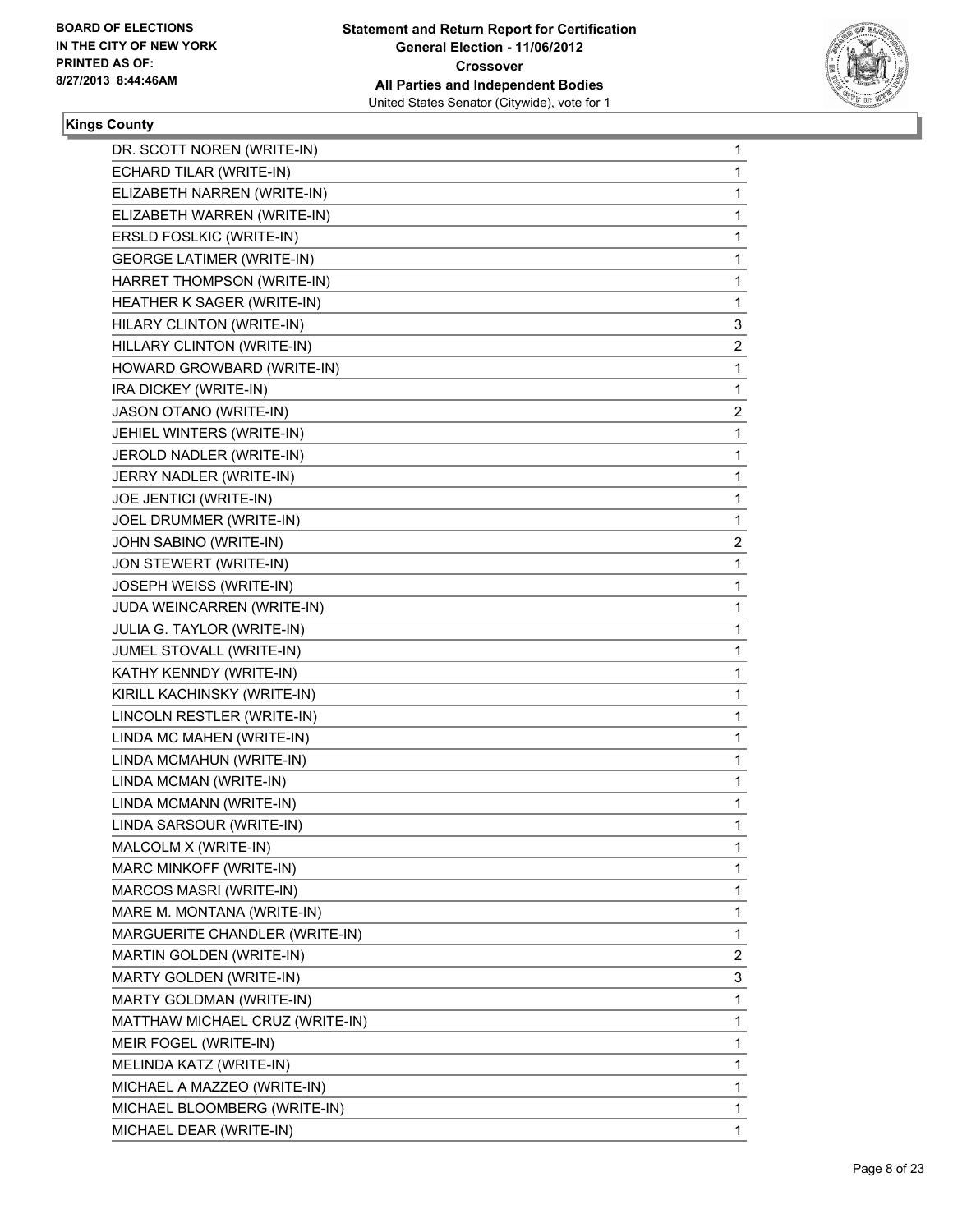**Kings County**

| | |
|---|---|
| DR. SCOTT NOREN (WRITE-IN) | 1 |
| ECHARD TILAR (WRITE-IN) | 1 |
| ELIZABETH NARREN (WRITE-IN) | 1 |
| ELIZABETH WARREN (WRITE-IN) | 1 |
| ERSLD FOSLKIC (WRITE-IN) | 1 |
| GEORGE LATIMER (WRITE-IN) | 1 |
| HARRET THOMPSON (WRITE-IN) | 1 |
| HEATHER K SAGER (WRITE-IN) | 1 |
| HILARY CLINTON (WRITE-IN) | 3 |
| HILLARY CLINTON (WRITE-IN) | 2 |
| HOWARD GROWBARD (WRITE-IN) | 1 |
| IRA DICKEY (WRITE-IN) | 1 |
| JASON OTANO (WRITE-IN) | 2 |
| JEHIEL WINTERS (WRITE-IN) | 1 |
| JEROLD NADLER (WRITE-IN) | 1 |
| JERRY NADLER (WRITE-IN) | 1 |
| JOE JENTICI (WRITE-IN) | 1 |
| JOEL DRUMMER (WRITE-IN) | 1 |
| JOHN SABINO (WRITE-IN) | 2 |
| JON STEWERT (WRITE-IN) | 1 |
| JOSEPH WEISS (WRITE-IN) | 1 |
| JUDA WEINCARREN (WRITE-IN) | 1 |
| JULIA G. TAYLOR (WRITE-IN) | 1 |
| JUMEL STOVALL (WRITE-IN) | 1 |
| KATHY KENNDY (WRITE-IN) | 1 |
| KIRILL KACHINSKY (WRITE-IN) | 1 |
| LINCOLN RESTLER (WRITE-IN) | 1 |
| LINDA MC MAHEN (WRITE-IN) | 1 |
| LINDA MCMAHUN (WRITE-IN) | 1 |
| LINDA MCMAN (WRITE-IN) | 1 |
| LINDA MCMANN (WRITE-IN) | 1 |
| LINDA SARSOUR (WRITE-IN) | 1 |
| MALCOLM X (WRITE-IN) | 1 |
| MARC MINKOFF (WRITE-IN) | 1 |
| MARCOS MASRI (WRITE-IN) | 1 |
| MARE M. MONTANA (WRITE-IN) | 1 |
| MARGUERITE CHANDLER (WRITE-IN) | 1 |
| MARTIN GOLDEN (WRITE-IN) | 2 |
| MARTY GOLDEN (WRITE-IN) | 3 |
| MARTY GOLDMAN (WRITE-IN) | 1 |
| MATTHAW MICHAEL CRUZ (WRITE-IN) | 1 |
| MEIR FOGEL (WRITE-IN) | 1 |
| MELINDA KATZ (WRITE-IN) | 1 |
| MICHAEL A MAZZEO (WRITE-IN) | 1 |
| MICHAEL BLOOMBERG (WRITE-IN) | 1 |
| MICHAEL DEAR (WRITE-IN) | 1 |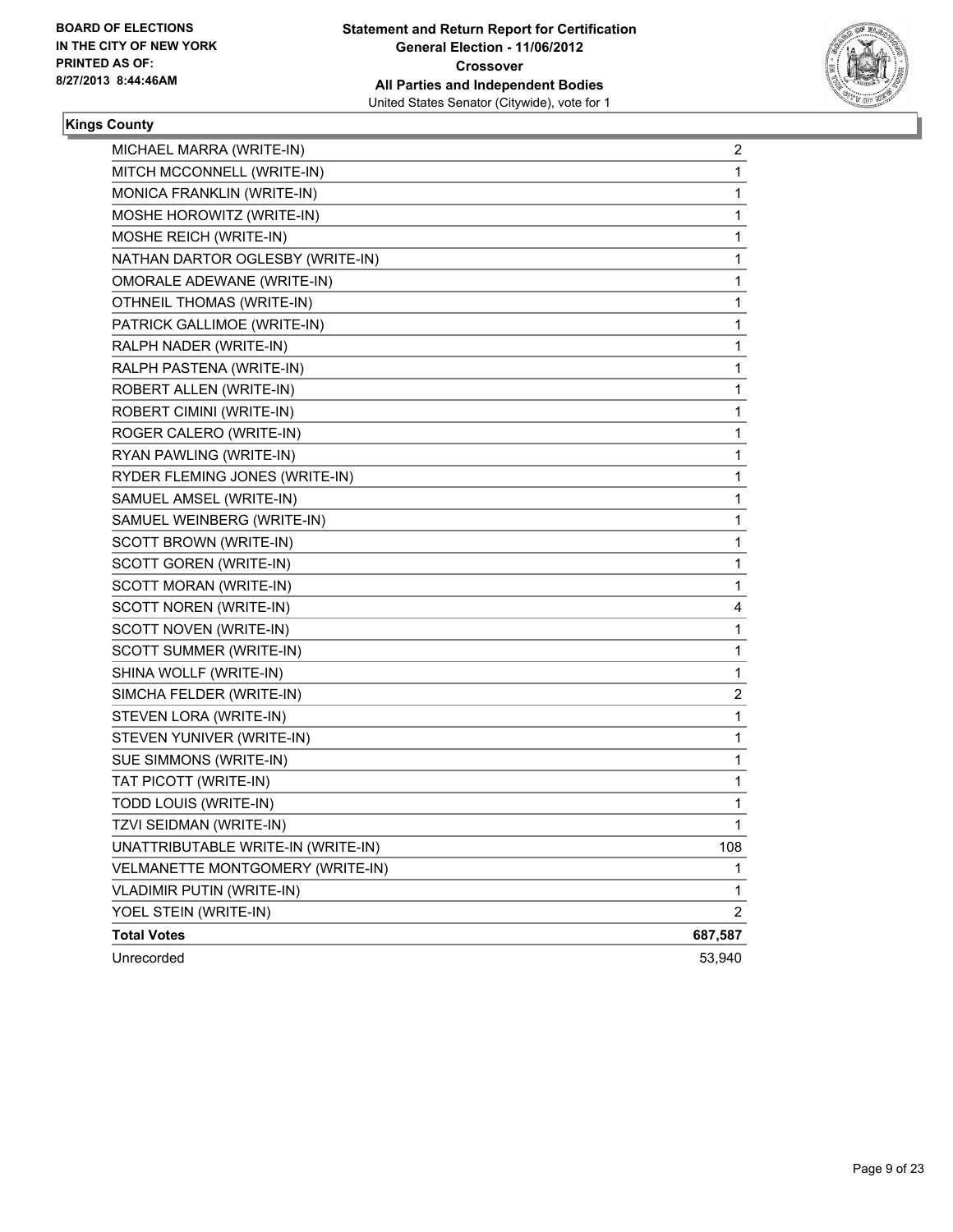**BOARD OF ELECTIONS IN THE CITY OF NEW YORK PRINTED AS OF: 8/27/2013 8:44:46AM**

**Statement and Return Report for Certification General Election - 11/06/2012 Crossover All Parties and Independent Bodies**
United States Senator (Citywide), vote for 1

## Kings County

| | |
|---|---|
| MICHAEL MARRA (WRITE-IN) | 2 |
| MITCH MCCONNELL (WRITE-IN) | 1 |
| MONICA FRANKLIN (WRITE-IN) | 1 |
| MOSHE HOROWITZ (WRITE-IN) | 1 |
| MOSHE REICH (WRITE-IN) | 1 |
| NATHAN DARTOR OGLESBY (WRITE-IN) | 1 |
| OMORALE ADEWANE (WRITE-IN) | 1 |
| OTHNEIL THOMAS (WRITE-IN) | 1 |
| PATRICK GALLIMOE (WRITE-IN) | 1 |
| RALPH NADER (WRITE-IN) | 1 |
| RALPH PASTENA (WRITE-IN) | 1 |
| ROBERT ALLEN (WRITE-IN) | 1 |
| ROBERT CIMINI (WRITE-IN) | 1 |
| ROGER CALERO (WRITE-IN) | 1 |
| RYAN PAWLING (WRITE-IN) | 1 |
| RYDER FLEMING JONES (WRITE-IN) | 1 |
| SAMUEL AMSEL (WRITE-IN) | 1 |
| SAMUEL WEINBERG (WRITE-IN) | 1 |
| SCOTT BROWN (WRITE-IN) | 1 |
| SCOTT GOREN (WRITE-IN) | 1 |
| SCOTT MORAN (WRITE-IN) | 1 |
| SCOTT NOREN (WRITE-IN) | 4 |
| SCOTT NOVEN (WRITE-IN) | 1 |
| SCOTT SUMMER (WRITE-IN) | 1 |
| SHINA WOLLF (WRITE-IN) | 1 |
| SIMCHA FELDER (WRITE-IN) | 2 |
| STEVEN LORA (WRITE-IN) | 1 |
| STEVEN YUNIVER (WRITE-IN) | 1 |
| SUE SIMMONS (WRITE-IN) | 1 |
| TAT PICOTT (WRITE-IN) | 1 |
| TODD LOUIS (WRITE-IN) | 1 |
| TZVI SEIDMAN (WRITE-IN) | 1 |
| UNATTRIBUTABLE WRITE-IN (WRITE-IN) | 108 |
| VELMANETTE MONTGOMERY (WRITE-IN) | 1 |
| VLADIMIR PUTIN (WRITE-IN) | 1 |
| YOEL STEIN (WRITE-IN) | 2 |
| **Total Votes** | **687,587** |
| Unrecorded | 53,940 |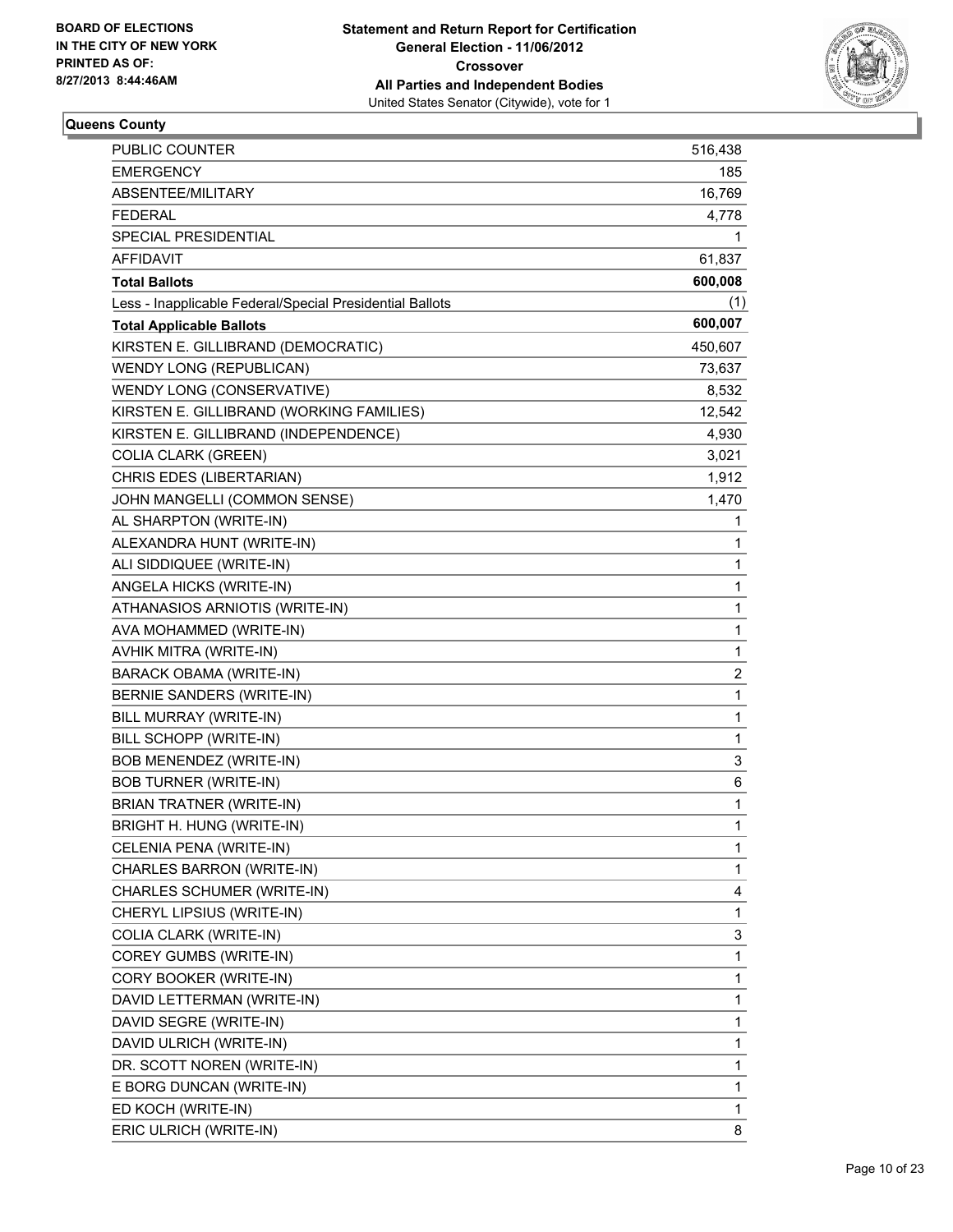**BOARD OF ELECTIONS IN THE CITY OF NEW YORK**
**PRINTED AS OF: 8/27/2013 8:44:46AM**

**Statement and Return Report for Certification**
**General Election - 11/06/2012**
**Crossover**
**All Parties and Independent Bodies**
United States Senator (Citywide), vote for 1

**Queens County**

| | |
|---|---|
| PUBLIC COUNTER | 516,438 |
| EMERGENCY | 185 |
| ABSENTEE/MILITARY | 16,769 |
| FEDERAL | 4,778 |
| SPECIAL PRESIDENTIAL | 1 |
| AFFIDAVIT | 61,837 |
| **Total Ballots** | **600,008** |
| Less - Inapplicable Federal/Special Presidential Ballots | (1) |
| **Total Applicable Ballots** | **600,007** |
| KIRSTEN E. GILLIBRAND (DEMOCRATIC) | 450,607 |
| WENDY LONG (REPUBLICAN) | 73,637 |
| WENDY LONG (CONSERVATIVE) | 8,532 |
| KIRSTEN E. GILLIBRAND (WORKING FAMILIES) | 12,542 |
| KIRSTEN E. GILLIBRAND (INDEPENDENCE) | 4,930 |
| COLIA CLARK (GREEN) | 3,021 |
| CHRIS EDES (LIBERTARIAN) | 1,912 |
| JOHN MANGELLI (COMMON SENSE) | 1,470 |
| AL SHARPTON (WRITE-IN) | 1 |
| ALEXANDRA HUNT (WRITE-IN) | 1 |
| ALI SIDDIQUEE (WRITE-IN) | 1 |
| ANGELA HICKS (WRITE-IN) | 1 |
| ATHANASIOS ARNIOTIS (WRITE-IN) | 1 |
| AVA MOHAMMED (WRITE-IN) | 1 |
| AVHIK MITRA (WRITE-IN) | 1 |
| BARACK OBAMA (WRITE-IN) | 2 |
| BERNIE SANDERS (WRITE-IN) | 1 |
| BILL MURRAY (WRITE-IN) | 1 |
| BILL SCHOPP (WRITE-IN) | 1 |
| BOB MENENDEZ (WRITE-IN) | 3 |
| BOB TURNER (WRITE-IN) | 6 |
| BRIAN TRATNER (WRITE-IN) | 1 |
| BRIGHT H. HUNG (WRITE-IN) | 1 |
| CELENIA PENA (WRITE-IN) | 1 |
| CHARLES BARRON (WRITE-IN) | 1 |
| CHARLES SCHUMER (WRITE-IN) | 4 |
| CHERYL LIPSIUS (WRITE-IN) | 1 |
| COLIA CLARK (WRITE-IN) | 3 |
| COREY GUMBS (WRITE-IN) | 1 |
| CORY BOOKER (WRITE-IN) | 1 |
| DAVID LETTERMAN (WRITE-IN) | 1 |
| DAVID SEGRE (WRITE-IN) | 1 |
| DAVID ULRICH (WRITE-IN) | 1 |
| DR. SCOTT NOREN (WRITE-IN) | 1 |
| E BORG DUNCAN (WRITE-IN) | 1 |
| ED KOCH (WRITE-IN) | 1 |
| ERIC ULRICH (WRITE-IN) | 8 |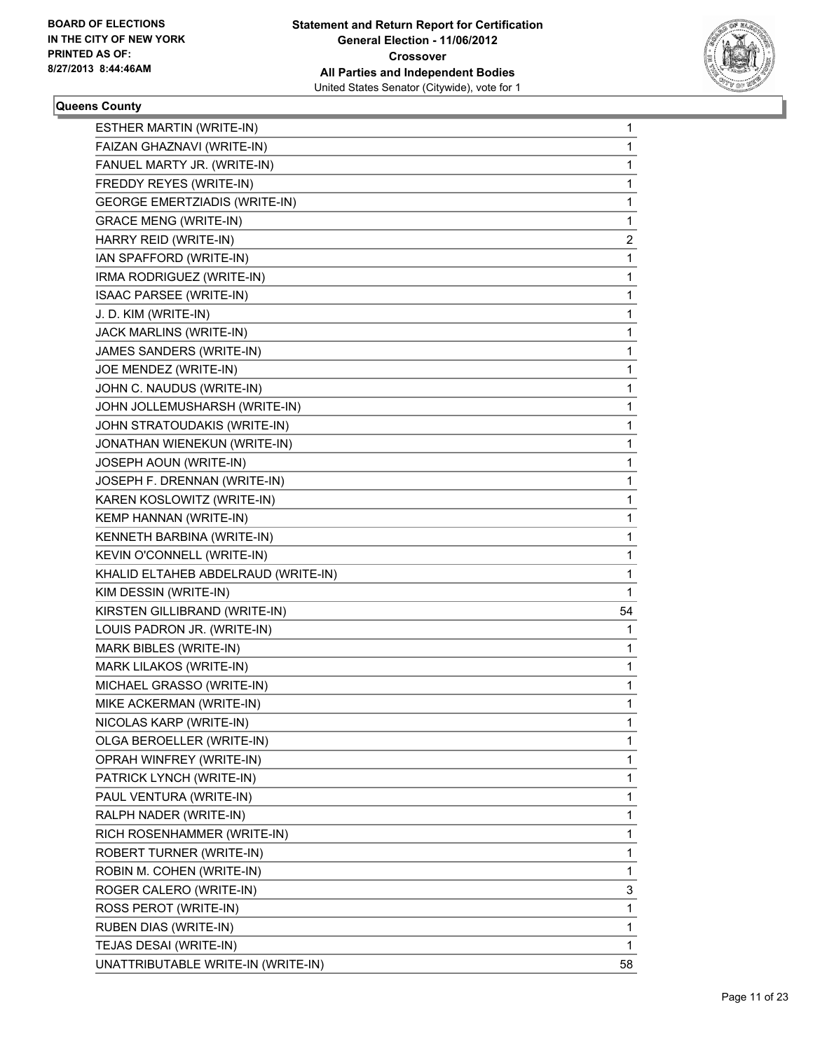**BOARD OF ELECTIONS**
**IN THE CITY OF NEW YORK**
**PRINTED AS OF:**
**8/27/2013 8:44:46AM**

**Statement and Return Report for Certification**
**General Election - 11/06/2012**
**Crossover**
**All Parties and Independent Bodies**
United States Senator (Citywide), vote for 1

**Queens County**

| | |
|---|---|
| ESTHER MARTIN (WRITE-IN) | 1 |
| FAIZAN GHAZNAVI (WRITE-IN) | 1 |
| FANUEL MARTY JR. (WRITE-IN) | 1 |
| FREDDY REYES (WRITE-IN) | 1 |
| GEORGE EMERTZIADIS (WRITE-IN) | 1 |
| GRACE MENG (WRITE-IN) | 1 |
| HARRY REID (WRITE-IN) | 2 |
| IAN SPAFFORD (WRITE-IN) | 1 |
| IRMA RODRIGUEZ (WRITE-IN) | 1 |
| ISAAC PARSEE (WRITE-IN) | 1 |
| J. D. KIM (WRITE-IN) | 1 |
| JACK MARLINS (WRITE-IN) | 1 |
| JAMES SANDERS (WRITE-IN) | 1 |
| JOE MENDEZ (WRITE-IN) | 1 |
| JOHN C. NAUDUS (WRITE-IN) | 1 |
| JOHN JOLLEMUSHARSH (WRITE-IN) | 1 |
| JOHN STRATOUDAKIS (WRITE-IN) | 1 |
| JONATHAN WIENEKUN (WRITE-IN) | 1 |
| JOSEPH AOUN (WRITE-IN) | 1 |
| JOSEPH F. DRENNAN (WRITE-IN) | 1 |
| KAREN KOSLOWITZ (WRITE-IN) | 1 |
| KEMP HANNAN (WRITE-IN) | 1 |
| KENNETH BARBINA (WRITE-IN) | 1 |
| KEVIN O'CONNELL (WRITE-IN) | 1 |
| KHALID ELTAHEB ABDELRAUD (WRITE-IN) | 1 |
| KIM DESSIN (WRITE-IN) | 1 |
| KIRSTEN GILLIBRAND (WRITE-IN) | 54 |
| LOUIS PADRON JR. (WRITE-IN) | 1 |
| MARK BIBLES (WRITE-IN) | 1 |
| MARK LILAKOS (WRITE-IN) | 1 |
| MICHAEL GRASSO (WRITE-IN) | 1 |
| MIKE ACKERMAN (WRITE-IN) | 1 |
| NICOLAS KARP (WRITE-IN) | 1 |
| OLGA BEROELLER (WRITE-IN) | 1 |
| OPRAH WINFREY (WRITE-IN) | 1 |
| PATRICK LYNCH (WRITE-IN) | 1 |
| PAUL VENTURA (WRITE-IN) | 1 |
| RALPH NADER (WRITE-IN) | 1 |
| RICH ROSENHAMMER (WRITE-IN) | 1 |
| ROBERT TURNER (WRITE-IN) | 1 |
| ROBIN M. COHEN (WRITE-IN) | 1 |
| ROGER CALERO (WRITE-IN) | 3 |
| ROSS PEROT (WRITE-IN) | 1 |
| RUBEN DIAS (WRITE-IN) | 1 |
| TEJAS DESAI (WRITE-IN) | 1 |
| UNATTRIBUTABLE WRITE-IN (WRITE-IN) | 58 |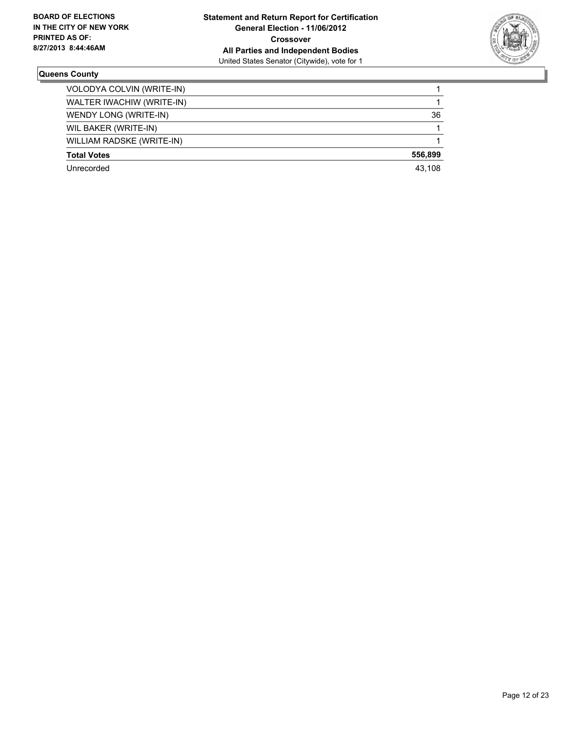**BOARD OF ELECTIONS IN THE CITY OF NEW YORK PRINTED AS OF: 8/27/2013 8:44:46AM**

**Statement and Return Report for Certification**
**General Election - 11/06/2012**
**Crossover**
**All Parties and Independent Bodies**
United States Senator (Citywide), vote for 1

## Queens County

| | |
|---|---|
| VOLODYA COLVIN (WRITE-IN) | 1 |
| WALTER IWACHIW (WRITE-IN) | 1 |
| WENDY LONG (WRITE-IN) | 36 |
| WIL BAKER (WRITE-IN) | 1 |
| WILLIAM RADSKE (WRITE-IN) | 1 |
| **Total Votes** | **556,899** |
| Unrecorded | 43,108 |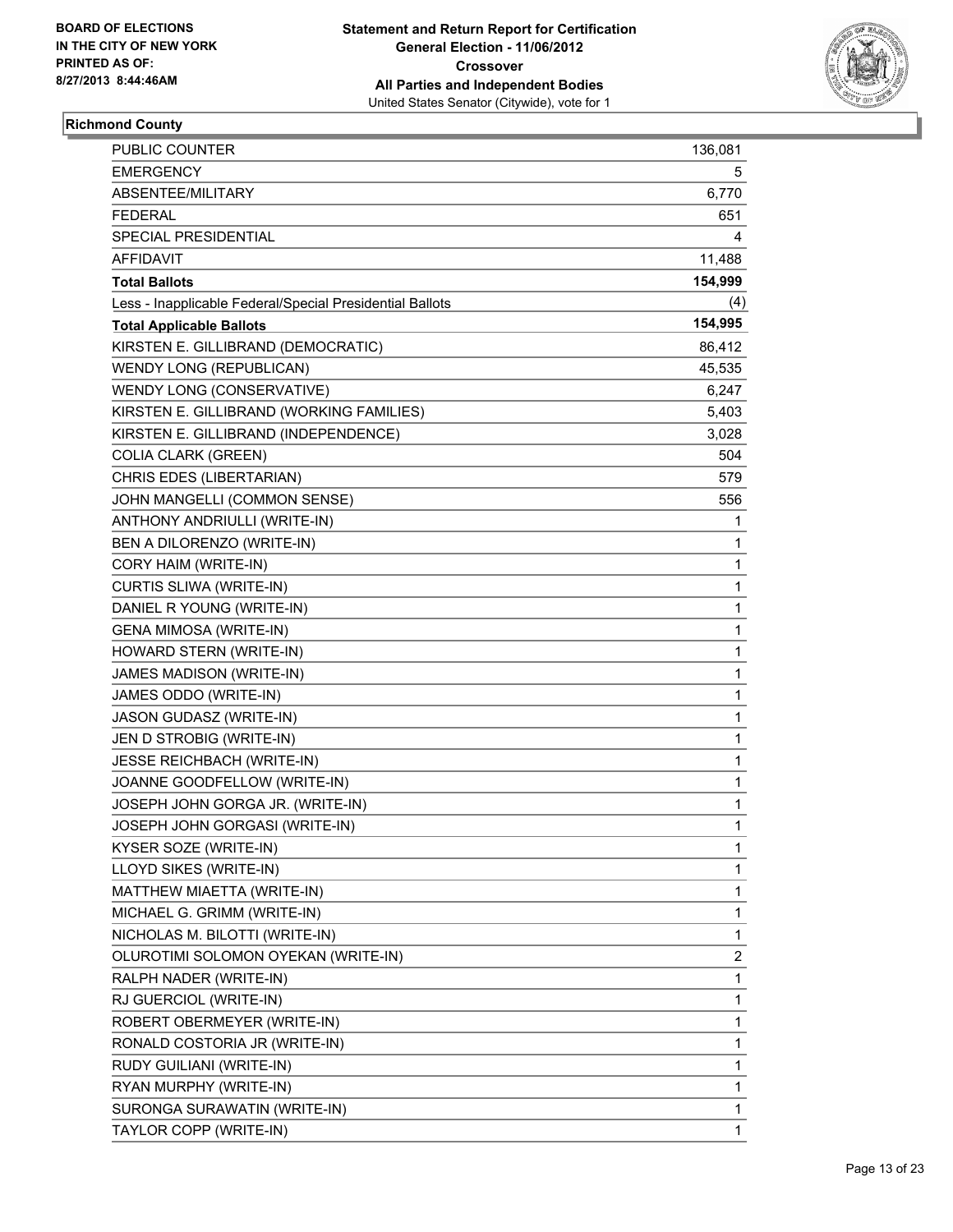BOARD OF ELECTIONS
IN THE CITY OF NEW YORK
PRINTED AS OF:
8/27/2013 8:44:46AM

**Statement and Return Report for Certification**
**General Election - 11/06/2012**
**Crossover**
**All Parties and Independent Bodies**
United States Senator (Citywide), vote for 1

## Richmond County

| | |
|---|---|
| PUBLIC COUNTER | 136,081 |
| EMERGENCY | 5 |
| ABSENTEE/MILITARY | 6,770 |
| FEDERAL | 651 |
| SPECIAL PRESIDENTIAL | 4 |
| AFFIDAVIT | 11,488 |
| **Total Ballots** | **154,999** |
| Less - Inapplicable Federal/Special Presidential Ballots | (4) |
| **Total Applicable Ballots** | **154,995** |
| KIRSTEN E. GILLIBRAND (DEMOCRATIC) | 86,412 |
| WENDY LONG (REPUBLICAN) | 45,535 |
| WENDY LONG (CONSERVATIVE) | 6,247 |
| KIRSTEN E. GILLIBRAND (WORKING FAMILIES) | 5,403 |
| KIRSTEN E. GILLIBRAND (INDEPENDENCE) | 3,028 |
| COLIA CLARK (GREEN) | 504 |
| CHRIS EDES (LIBERTARIAN) | 579 |
| JOHN MANGELLI (COMMON SENSE) | 556 |
| ANTHONY ANDRIULLI (WRITE-IN) | 1 |
| BEN A DILORENZO (WRITE-IN) | 1 |
| CORY HAIM (WRITE-IN) | 1 |
| CURTIS SLIWA (WRITE-IN) | 1 |
| DANIEL R YOUNG (WRITE-IN) | 1 |
| GENA MIMOSA (WRITE-IN) | 1 |
| HOWARD STERN (WRITE-IN) | 1 |
| JAMES MADISON (WRITE-IN) | 1 |
| JAMES ODDO (WRITE-IN) | 1 |
| JASON GUDASZ (WRITE-IN) | 1 |
| JEN D STROBIG (WRITE-IN) | 1 |
| JESSE REICHBACH (WRITE-IN) | 1 |
| JOANNE GOODFELLOW (WRITE-IN) | 1 |
| JOSEPH JOHN GORGA JR. (WRITE-IN) | 1 |
| JOSEPH JOHN GORGASI (WRITE-IN) | 1 |
| KYSER SOZE (WRITE-IN) | 1 |
| LLOYD SIKES (WRITE-IN) | 1 |
| MATTHEW MIAETTA (WRITE-IN) | 1 |
| MICHAEL G. GRIMM (WRITE-IN) | 1 |
| NICHOLAS M. BILOTTI (WRITE-IN) | 1 |
| OLUROTIMI SOLOMON OYEKAN (WRITE-IN) | 2 |
| RALPH NADER (WRITE-IN) | 1 |
| RJ GUERCIOL (WRITE-IN) | 1 |
| ROBERT OBERMEYER (WRITE-IN) | 1 |
| RONALD COSTORIA JR (WRITE-IN) | 1 |
| RUDY GUILIANI (WRITE-IN) | 1 |
| RYAN MURPHY (WRITE-IN) | 1 |
| SURONGA SURAWATIN (WRITE-IN) | 1 |
| TAYLOR COPP (WRITE-IN) | 1 |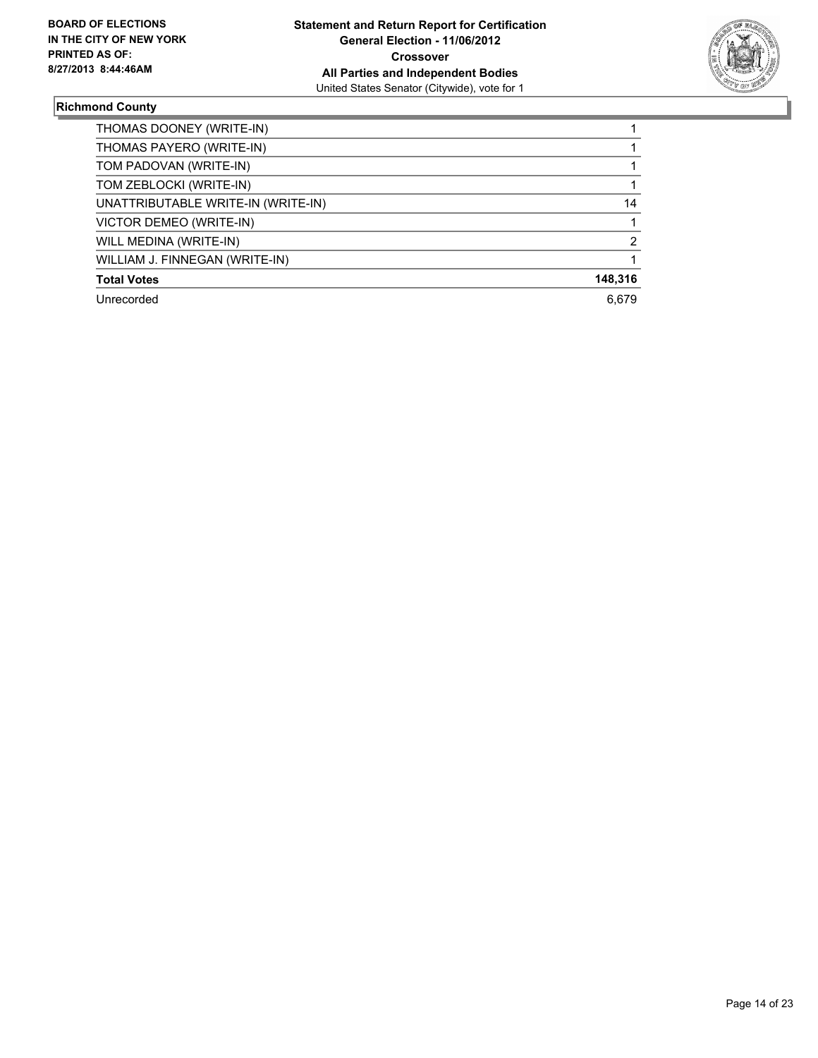**BOARD OF ELECTIONS IN THE CITY OF NEW YORK PRINTED AS OF: 8/27/2013 8:44:46AM**

**Statement and Return Report for Certification**
**General Election - 11/06/2012**
**Crossover**
**All Parties and Independent Bodies**
United States Senator (Citywide), vote for 1

## Richmond County

| | |
|---|---|
| THOMAS DOONEY (WRITE-IN) | 1 |
| THOMAS PAYERO (WRITE-IN) | 1 |
| TOM PADOVAN (WRITE-IN) | 1 |
| TOM ZEBLOCKI (WRITE-IN) | 1 |
| UNATTRIBUTABLE WRITE-IN (WRITE-IN) | 14 |
| VICTOR DEMEO (WRITE-IN) | 1 |
| WILL MEDINA (WRITE-IN) | 2 |
| WILLIAM J. FINNEGAN (WRITE-IN) | 1 |
| **Total Votes** | **148,316** |
| Unrecorded | 6,679 |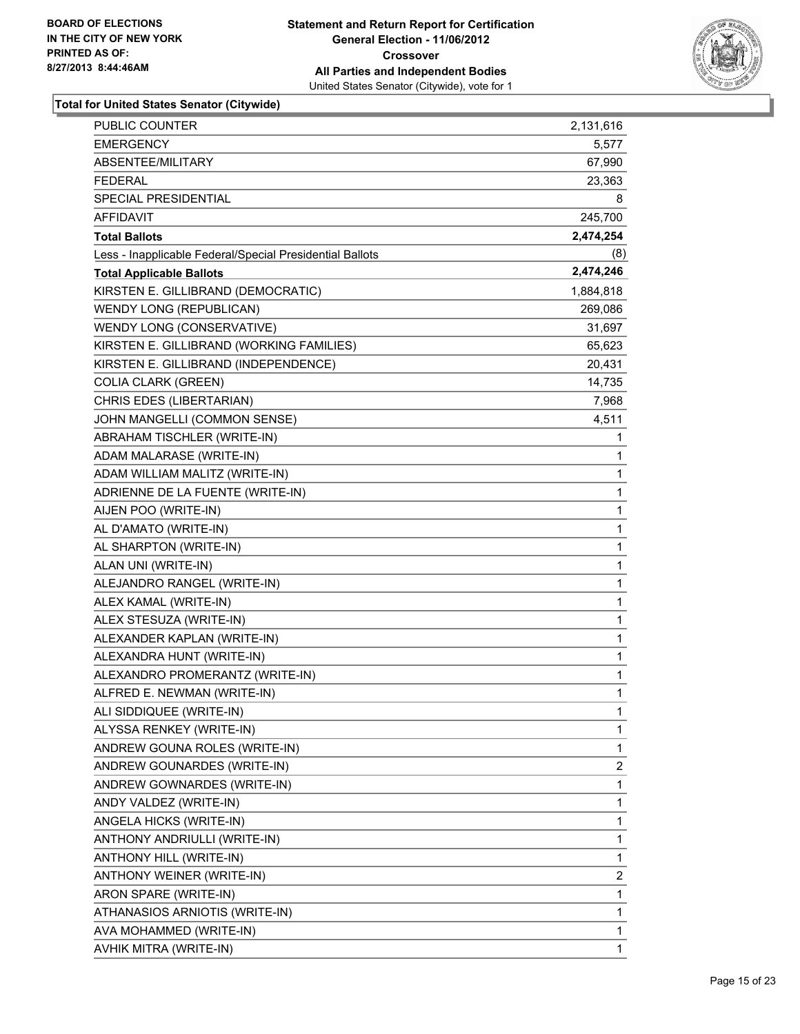BOARD OF ELECTIONS
IN THE CITY OF NEW YORK
PRINTED AS OF:
8/27/2013 8:44:46AM

**Statement and Return Report for Certification**
**General Election - 11/06/2012**
**Crossover**
**All Parties and Independent Bodies**
United States Senator (Citywide), vote for 1

**Total for United States Senator (Citywide)**

| | |
|---|---|
| PUBLIC COUNTER | 2,131,616 |
| EMERGENCY | 5,577 |
| ABSENTEE/MILITARY | 67,990 |
| FEDERAL | 23,363 |
| SPECIAL PRESIDENTIAL | 8 |
| AFFIDAVIT | 245,700 |
| **Total Ballots** | **2,474,254** |
| Less - Inapplicable Federal/Special Presidential Ballots | (8) |
| **Total Applicable Ballots** | **2,474,246** |
| KIRSTEN E. GILLIBRAND (DEMOCRATIC) | 1,884,818 |
| WENDY LONG (REPUBLICAN) | 269,086 |
| WENDY LONG (CONSERVATIVE) | 31,697 |
| KIRSTEN E. GILLIBRAND (WORKING FAMILIES) | 65,623 |
| KIRSTEN E. GILLIBRAND (INDEPENDENCE) | 20,431 |
| COLIA CLARK (GREEN) | 14,735 |
| CHRIS EDES (LIBERTARIAN) | 7,968 |
| JOHN MANGELLI (COMMON SENSE) | 4,511 |
| ABRAHAM TISCHLER (WRITE-IN) | 1 |
| ADAM MALARASE (WRITE-IN) | 1 |
| ADAM WILLIAM MALITZ (WRITE-IN) | 1 |
| ADRIENNE DE LA FUENTE (WRITE-IN) | 1 |
| AIJEN POO (WRITE-IN) | 1 |
| AL D'AMATO (WRITE-IN) | 1 |
| AL SHARPTON (WRITE-IN) | 1 |
| ALAN UNI (WRITE-IN) | 1 |
| ALEJANDRO RANGEL (WRITE-IN) | 1 |
| ALEX KAMAL (WRITE-IN) | 1 |
| ALEX STESUZA (WRITE-IN) | 1 |
| ALEXANDER KAPLAN (WRITE-IN) | 1 |
| ALEXANDRA HUNT (WRITE-IN) | 1 |
| ALEXANDRO PROMERANTZ (WRITE-IN) | 1 |
| ALFRED E. NEWMAN (WRITE-IN) | 1 |
| ALI SIDDIQUEE (WRITE-IN) | 1 |
| ALYSSA RENKEY (WRITE-IN) | 1 |
| ANDREW GOUNA ROLES (WRITE-IN) | 1 |
| ANDREW GOUNARDES (WRITE-IN) | 2 |
| ANDREW GOWNARDES (WRITE-IN) | 1 |
| ANDY VALDEZ (WRITE-IN) | 1 |
| ANGELA HICKS (WRITE-IN) | 1 |
| ANTHONY ANDRIULLI (WRITE-IN) | 1 |
| ANTHONY HILL (WRITE-IN) | 1 |
| ANTHONY WEINER (WRITE-IN) | 2 |
| ARON SPARE (WRITE-IN) | 1 |
| ATHANASIOS ARNIOTIS (WRITE-IN) | 1 |
| AVA MOHAMMED (WRITE-IN) | 1 |
| AVHIK MITRA (WRITE-IN) | 1 |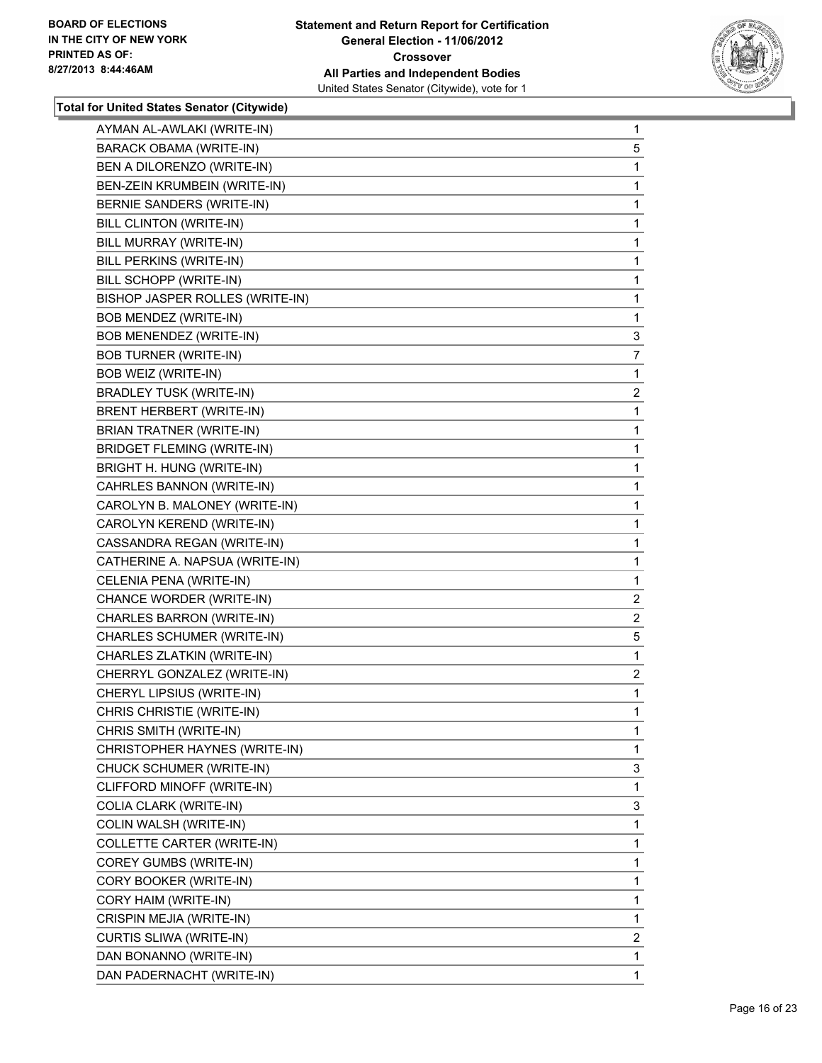BOARD OF ELECTIONS
IN THE CITY OF NEW YORK
PRINTED AS OF:
8/27/2013 8:44:46AM

**Statement and Return Report for Certification**
**General Election - 11/06/2012**
**Crossover**
**All Parties and Independent Bodies**
United States Senator (Citywide), vote for 1

**Total for United States Senator (Citywide)**

| | |
|---|---|
| AYMAN AL-AWLAKI (WRITE-IN) | 1 |
| BARACK OBAMA (WRITE-IN) | 5 |
| BEN A DILORENZO (WRITE-IN) | 1 |
| BEN-ZEIN KRUMBEIN (WRITE-IN) | 1 |
| BERNIE SANDERS (WRITE-IN) | 1 |
| BILL CLINTON (WRITE-IN) | 1 |
| BILL MURRAY (WRITE-IN) | 1 |
| BILL PERKINS (WRITE-IN) | 1 |
| BILL SCHOPP (WRITE-IN) | 1 |
| BISHOP JASPER ROLLES (WRITE-IN) | 1 |
| BOB MENDEZ (WRITE-IN) | 1 |
| BOB MENENDEZ (WRITE-IN) | 3 |
| BOB TURNER (WRITE-IN) | 7 |
| BOB WEIZ (WRITE-IN) | 1 |
| BRADLEY TUSK (WRITE-IN) | 2 |
| BRENT HERBERT (WRITE-IN) | 1 |
| BRIAN TRATNER (WRITE-IN) | 1 |
| BRIDGET FLEMING (WRITE-IN) | 1 |
| BRIGHT H. HUNG (WRITE-IN) | 1 |
| CAHRLES BANNON (WRITE-IN) | 1 |
| CAROLYN B. MALONEY (WRITE-IN) | 1 |
| CAROLYN KEREND (WRITE-IN) | 1 |
| CASSANDRA REGAN (WRITE-IN) | 1 |
| CATHERINE A. NAPSUA (WRITE-IN) | 1 |
| CELENIA PENA (WRITE-IN) | 1 |
| CHANCE WORDER (WRITE-IN) | 2 |
| CHARLES BARRON (WRITE-IN) | 2 |
| CHARLES SCHUMER (WRITE-IN) | 5 |
| CHARLES ZLATKIN (WRITE-IN) | 1 |
| CHERRYL GONZALEZ (WRITE-IN) | 2 |
| CHERYL LIPSIUS (WRITE-IN) | 1 |
| CHRIS CHRISTIE (WRITE-IN) | 1 |
| CHRIS SMITH (WRITE-IN) | 1 |
| CHRISTOPHER HAYNES (WRITE-IN) | 1 |
| CHUCK SCHUMER (WRITE-IN) | 3 |
| CLIFFORD MINOFF (WRITE-IN) | 1 |
| COLIA CLARK (WRITE-IN) | 3 |
| COLIN WALSH (WRITE-IN) | 1 |
| COLLETTE CARTER (WRITE-IN) | 1 |
| COREY GUMBS (WRITE-IN) | 1 |
| CORY BOOKER (WRITE-IN) | 1 |
| CORY HAIM (WRITE-IN) | 1 |
| CRISPIN MEJIA (WRITE-IN) | 1 |
| CURTIS SLIWA (WRITE-IN) | 2 |
| DAN BONANNO (WRITE-IN) | 1 |
| DAN PADERNACHT (WRITE-IN) | 1 |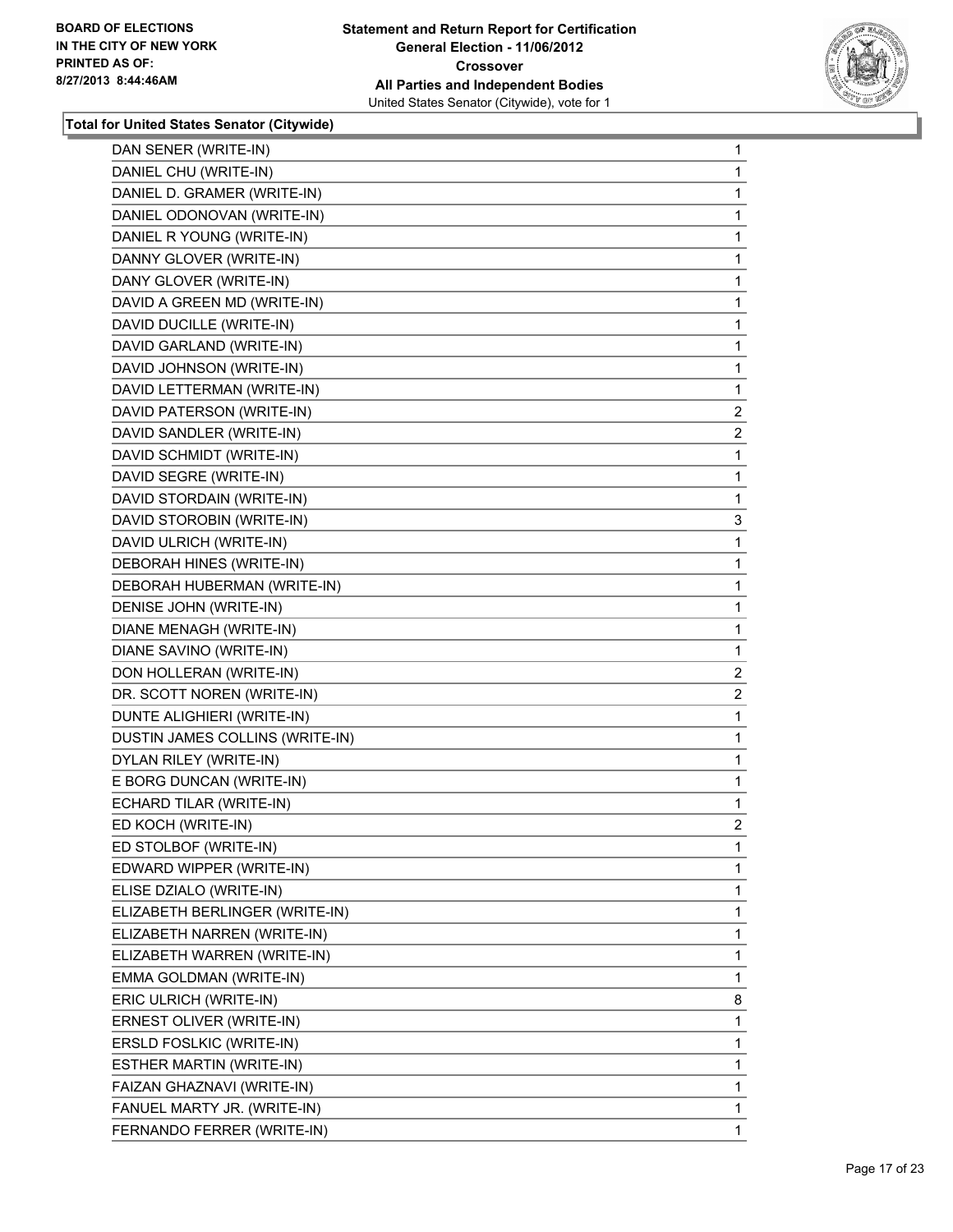**Total for United States Senator (Citywide)**

| | |
|---|---|
| DAN SENER (WRITE-IN) | 1 |
| DANIEL CHU (WRITE-IN) | 1 |
| DANIEL D. GRAMER (WRITE-IN) | 1 |
| DANIEL ODONOVAN (WRITE-IN) | 1 |
| DANIEL R YOUNG (WRITE-IN) | 1 |
| DANNY GLOVER (WRITE-IN) | 1 |
| DANY GLOVER (WRITE-IN) | 1 |
| DAVID A GREEN MD (WRITE-IN) | 1 |
| DAVID DUCILLE (WRITE-IN) | 1 |
| DAVID GARLAND (WRITE-IN) | 1 |
| DAVID JOHNSON (WRITE-IN) | 1 |
| DAVID LETTERMAN (WRITE-IN) | 1 |
| DAVID PATERSON (WRITE-IN) | 2 |
| DAVID SANDLER (WRITE-IN) | 2 |
| DAVID SCHMIDT (WRITE-IN) | 1 |
| DAVID SEGRE (WRITE-IN) | 1 |
| DAVID STORDAIN (WRITE-IN) | 1 |
| DAVID STOROBIN (WRITE-IN) | 3 |
| DAVID ULRICH (WRITE-IN) | 1 |
| DEBORAH HINES (WRITE-IN) | 1 |
| DEBORAH HUBERMAN (WRITE-IN) | 1 |
| DENISE JOHN (WRITE-IN) | 1 |
| DIANE MENAGH (WRITE-IN) | 1 |
| DIANE SAVINO (WRITE-IN) | 1 |
| DON HOLLERAN (WRITE-IN) | 2 |
| DR. SCOTT NOREN (WRITE-IN) | 2 |
| DUNTE ALIGHIERI (WRITE-IN) | 1 |
| DUSTIN JAMES COLLINS (WRITE-IN) | 1 |
| DYLAN RILEY (WRITE-IN) | 1 |
| E BORG DUNCAN (WRITE-IN) | 1 |
| ECHARD TILAR (WRITE-IN) | 1 |
| ED KOCH (WRITE-IN) | 2 |
| ED STOLBOF (WRITE-IN) | 1 |
| EDWARD WIPPER (WRITE-IN) | 1 |
| ELISE DZIALO (WRITE-IN) | 1 |
| ELIZABETH BERLINGER (WRITE-IN) | 1 |
| ELIZABETH NARREN (WRITE-IN) | 1 |
| ELIZABETH WARREN (WRITE-IN) | 1 |
| EMMA GOLDMAN (WRITE-IN) | 1 |
| ERIC ULRICH (WRITE-IN) | 8 |
| ERNEST OLIVER (WRITE-IN) | 1 |
| ERSLD FOSLKIC (WRITE-IN) | 1 |
| ESTHER MARTIN (WRITE-IN) | 1 |
| FAIZAN GHAZNAVI (WRITE-IN) | 1 |
| FANUEL MARTY JR. (WRITE-IN) | 1 |
| FERNANDO FERRER (WRITE-IN) | 1 |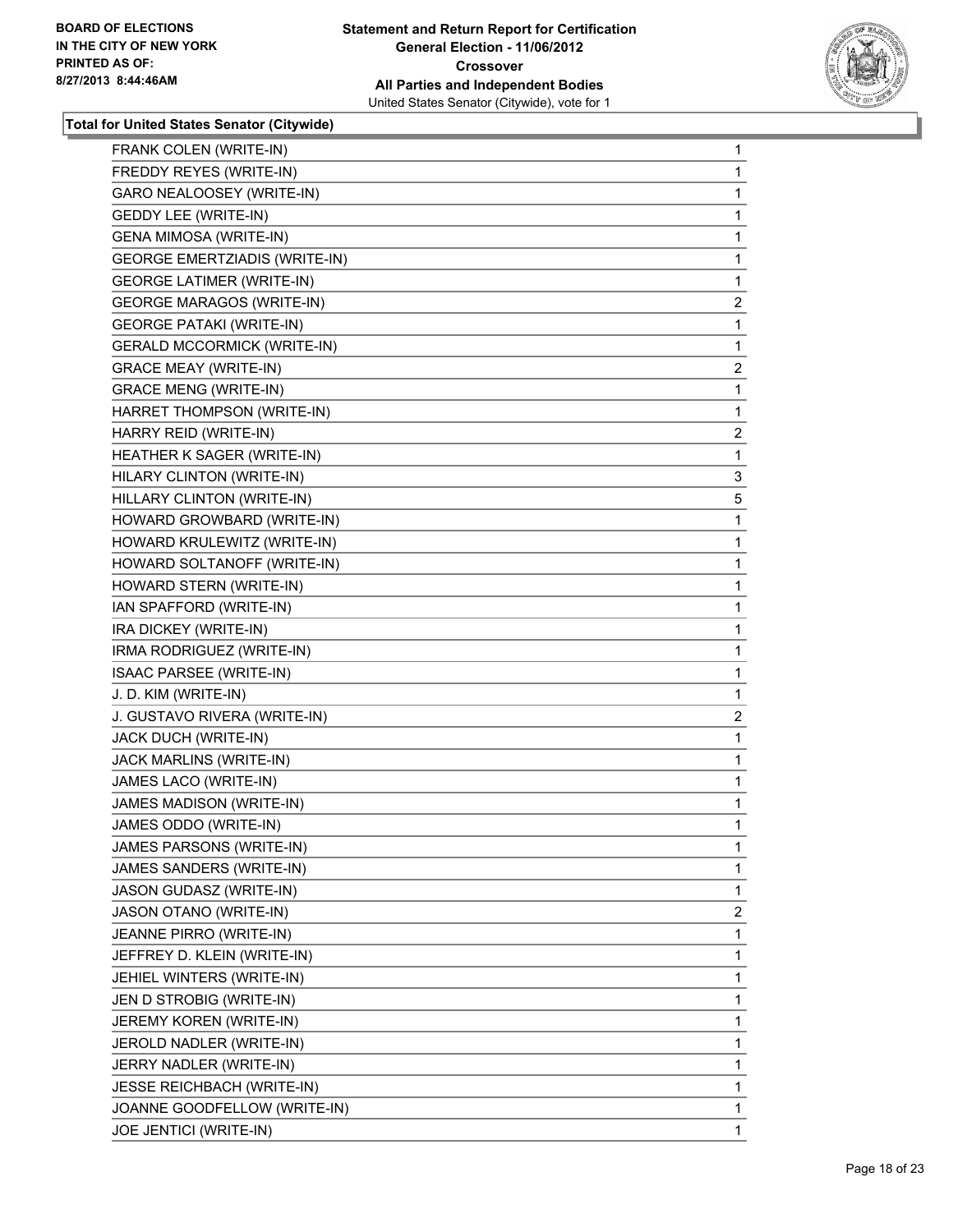BOARD OF ELECTIONS
IN THE CITY OF NEW YORK
PRINTED AS OF:
8/27/2013 8:44:46AM

**Statement and Return Report for Certification**
**General Election - 11/06/2012**
**Crossover**
**All Parties and Independent Bodies**
United States Senator (Citywide), vote for 1

**Total for United States Senator (Citywide)**

| | |
|---|---|
| FRANK COLEN (WRITE-IN) | 1 |
| FREDDY REYES (WRITE-IN) | 1 |
| GARO NEALOOSEY (WRITE-IN) | 1 |
| GEDDY LEE (WRITE-IN) | 1 |
| GENA MIMOSA (WRITE-IN) | 1 |
| GEORGE EMERTZIADIS (WRITE-IN) | 1 |
| GEORGE LATIMER (WRITE-IN) | 1 |
| GEORGE MARAGOS (WRITE-IN) | 2 |
| GEORGE PATAKI (WRITE-IN) | 1 |
| GERALD MCCORMICK (WRITE-IN) | 1 |
| GRACE MEAY (WRITE-IN) | 2 |
| GRACE MENG (WRITE-IN) | 1 |
| HARRET THOMPSON (WRITE-IN) | 1 |
| HARRY REID (WRITE-IN) | 2 |
| HEATHER K SAGER (WRITE-IN) | 1 |
| HILARY CLINTON (WRITE-IN) | 3 |
| HILLARY CLINTON (WRITE-IN) | 5 |
| HOWARD GROWBARD (WRITE-IN) | 1 |
| HOWARD KRULEWITZ (WRITE-IN) | 1 |
| HOWARD SOLTANOFF (WRITE-IN) | 1 |
| HOWARD STERN (WRITE-IN) | 1 |
| IAN SPAFFORD (WRITE-IN) | 1 |
| IRA DICKEY (WRITE-IN) | 1 |
| IRMA RODRIGUEZ (WRITE-IN) | 1 |
| ISAAC PARSEE (WRITE-IN) | 1 |
| J. D. KIM (WRITE-IN) | 1 |
| J. GUSTAVO RIVERA (WRITE-IN) | 2 |
| JACK DUCH (WRITE-IN) | 1 |
| JACK MARLINS (WRITE-IN) | 1 |
| JAMES LACO (WRITE-IN) | 1 |
| JAMES MADISON (WRITE-IN) | 1 |
| JAMES ODDO (WRITE-IN) | 1 |
| JAMES PARSONS (WRITE-IN) | 1 |
| JAMES SANDERS (WRITE-IN) | 1 |
| JASON GUDASZ (WRITE-IN) | 1 |
| JASON OTANO (WRITE-IN) | 2 |
| JEANNE PIRRO (WRITE-IN) | 1 |
| JEFFREY D. KLEIN (WRITE-IN) | 1 |
| JEHIEL WINTERS (WRITE-IN) | 1 |
| JEN D STROBIG (WRITE-IN) | 1 |
| JEREMY KOREN (WRITE-IN) | 1 |
| JEROLD NADLER (WRITE-IN) | 1 |
| JERRY NADLER (WRITE-IN) | 1 |
| JESSE REICHBACH (WRITE-IN) | 1 |
| JOANNE GOODFELLOW (WRITE-IN) | 1 |
| JOE JENTICI (WRITE-IN) | 1 |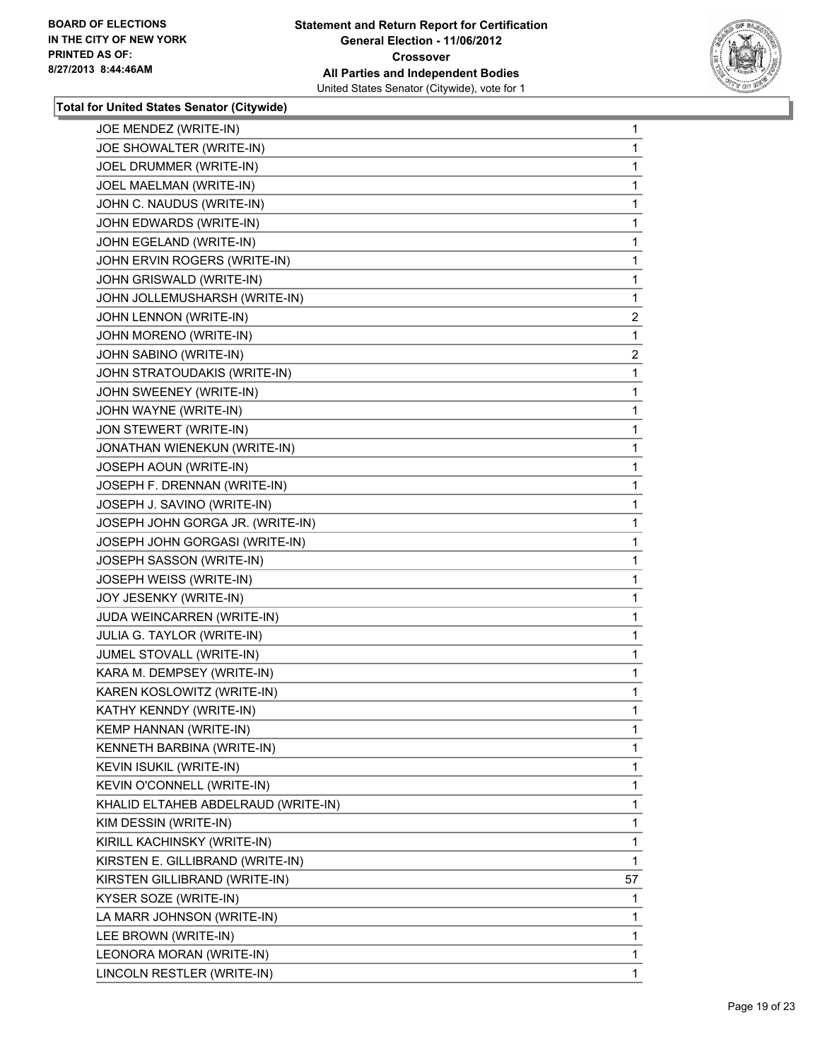**Total for United States Senator (Citywide)**

| | |
|---|---|
| JOE MENDEZ (WRITE-IN) | 1 |
| JOE SHOWALTER (WRITE-IN) | 1 |
| JOEL DRUMMER (WRITE-IN) | 1 |
| JOEL MAELMAN (WRITE-IN) | 1 |
| JOHN C. NAUDUS (WRITE-IN) | 1 |
| JOHN EDWARDS (WRITE-IN) | 1 |
| JOHN EGELAND (WRITE-IN) | 1 |
| JOHN ERVIN ROGERS (WRITE-IN) | 1 |
| JOHN GRISWALD (WRITE-IN) | 1 |
| JOHN JOLLEMUSHARSH (WRITE-IN) | 1 |
| JOHN LENNON (WRITE-IN) | 2 |
| JOHN MORENO (WRITE-IN) | 1 |
| JOHN SABINO (WRITE-IN) | 2 |
| JOHN STRATOUDAKIS (WRITE-IN) | 1 |
| JOHN SWEENEY (WRITE-IN) | 1 |
| JOHN WAYNE (WRITE-IN) | 1 |
| JON STEWERT (WRITE-IN) | 1 |
| JONATHAN WIENEKUN (WRITE-IN) | 1 |
| JOSEPH AOUN (WRITE-IN) | 1 |
| JOSEPH F. DRENNAN (WRITE-IN) | 1 |
| JOSEPH J. SAVINO (WRITE-IN) | 1 |
| JOSEPH JOHN GORGA JR. (WRITE-IN) | 1 |
| JOSEPH JOHN GORGASI (WRITE-IN) | 1 |
| JOSEPH SASSON (WRITE-IN) | 1 |
| JOSEPH WEISS (WRITE-IN) | 1 |
| JOY JESENKY (WRITE-IN) | 1 |
| JUDA WEINCARREN (WRITE-IN) | 1 |
| JULIA G. TAYLOR (WRITE-IN) | 1 |
| JUMEL STOVALL (WRITE-IN) | 1 |
| KARA M. DEMPSEY (WRITE-IN) | 1 |
| KAREN KOSLOWITZ (WRITE-IN) | 1 |
| KATHY KENNDY (WRITE-IN) | 1 |
| KEMP HANNAN (WRITE-IN) | 1 |
| KENNETH BARBINA (WRITE-IN) | 1 |
| KEVIN ISUKIL (WRITE-IN) | 1 |
| KEVIN O'CONNELL (WRITE-IN) | 1 |
| KHALID ELTAHEB ABDELRAUD (WRITE-IN) | 1 |
| KIM DESSIN (WRITE-IN) | 1 |
| KIRILL KACHINSKY (WRITE-IN) | 1 |
| KIRSTEN E. GILLIBRAND (WRITE-IN) | 1 |
| KIRSTEN GILLIBRAND (WRITE-IN) | 57 |
| KYSER SOZE (WRITE-IN) | 1 |
| LA MARR JOHNSON (WRITE-IN) | 1 |
| LEE BROWN (WRITE-IN) | 1 |
| LEONORA MORAN (WRITE-IN) | 1 |
| LINCOLN RESTLER (WRITE-IN) | 1 |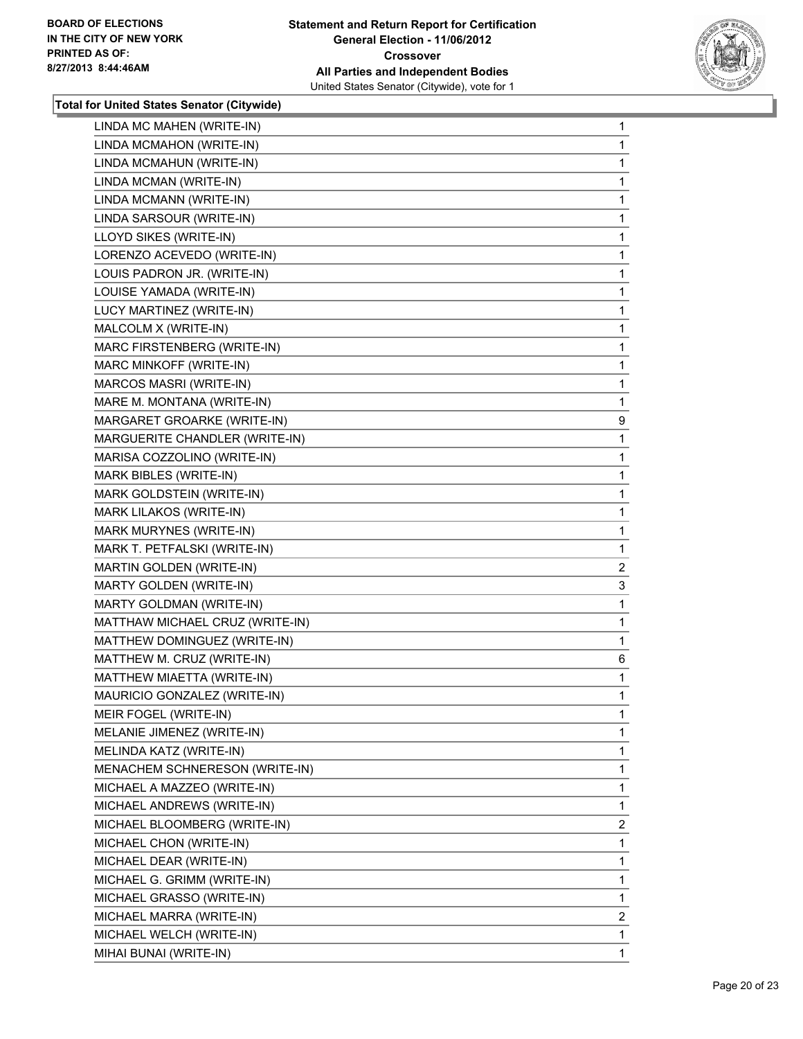**Total for United States Senator (Citywide)**

| | |
|---|---|
| LINDA MC MAHEN (WRITE-IN) | 1 |
| LINDA MCMAHON (WRITE-IN) | 1 |
| LINDA MCMAHUN (WRITE-IN) | 1 |
| LINDA MCMAN (WRITE-IN) | 1 |
| LINDA MCMANN (WRITE-IN) | 1 |
| LINDA SARSOUR (WRITE-IN) | 1 |
| LLOYD SIKES (WRITE-IN) | 1 |
| LORENZO ACEVEDO (WRITE-IN) | 1 |
| LOUIS PADRON JR. (WRITE-IN) | 1 |
| LOUISE YAMADA (WRITE-IN) | 1 |
| LUCY MARTINEZ (WRITE-IN) | 1 |
| MALCOLM X (WRITE-IN) | 1 |
| MARC FIRSTENBERG (WRITE-IN) | 1 |
| MARC MINKOFF (WRITE-IN) | 1 |
| MARCOS MASRI (WRITE-IN) | 1 |
| MARE M. MONTANA (WRITE-IN) | 1 |
| MARGARET GROARKE (WRITE-IN) | 9 |
| MARGUERITE CHANDLER (WRITE-IN) | 1 |
| MARISA COZZOLINO (WRITE-IN) | 1 |
| MARK BIBLES (WRITE-IN) | 1 |
| MARK GOLDSTEIN (WRITE-IN) | 1 |
| MARK LILAKOS (WRITE-IN) | 1 |
| MARK MURYNES (WRITE-IN) | 1 |
| MARK T. PETFALSKI (WRITE-IN) | 1 |
| MARTIN GOLDEN (WRITE-IN) | 2 |
| MARTY GOLDEN (WRITE-IN) | 3 |
| MARTY GOLDMAN (WRITE-IN) | 1 |
| MATTHAW MICHAEL CRUZ (WRITE-IN) | 1 |
| MATTHEW DOMINGUEZ (WRITE-IN) | 1 |
| MATTHEW M. CRUZ (WRITE-IN) | 6 |
| MATTHEW MIAETTA (WRITE-IN) | 1 |
| MAURICIO GONZALEZ (WRITE-IN) | 1 |
| MEIR FOGEL (WRITE-IN) | 1 |
| MELANIE JIMENEZ (WRITE-IN) | 1 |
| MELINDA KATZ (WRITE-IN) | 1 |
| MENACHEM SCHNERESON (WRITE-IN) | 1 |
| MICHAEL A MAZZEO (WRITE-IN) | 1 |
| MICHAEL ANDREWS (WRITE-IN) | 1 |
| MICHAEL BLOOMBERG (WRITE-IN) | 2 |
| MICHAEL CHON (WRITE-IN) | 1 |
| MICHAEL DEAR (WRITE-IN) | 1 |
| MICHAEL G. GRIMM (WRITE-IN) | 1 |
| MICHAEL GRASSO (WRITE-IN) | 1 |
| MICHAEL MARRA (WRITE-IN) | 2 |
| MICHAEL WELCH (WRITE-IN) | 1 |
| MIHAI BUNAI (WRITE-IN) | 1 |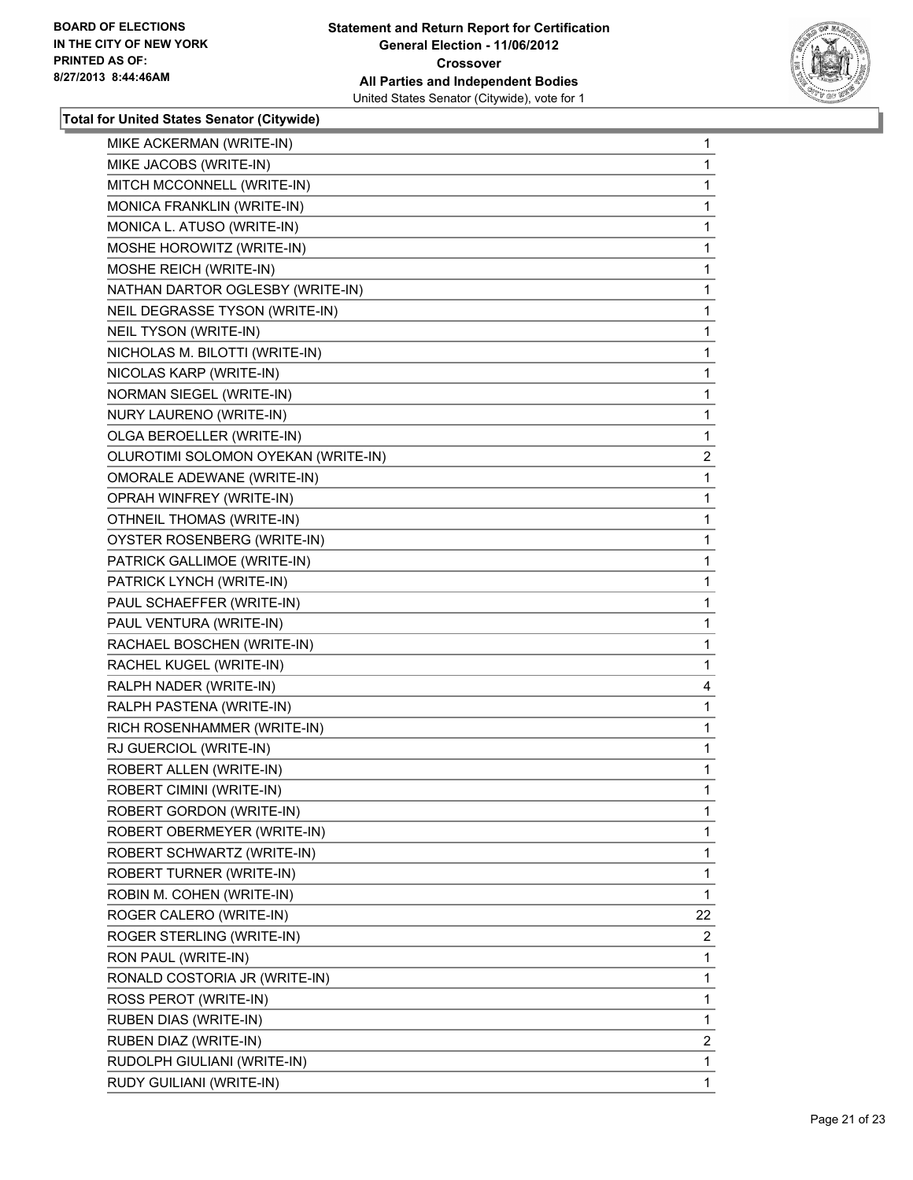**BOARD OF ELECTIONS IN THE CITY OF NEW YORK**
**PRINTED AS OF: 8/27/2013 8:44:46AM**

**Statement and Return Report for Certification**
**General Election - 11/06/2012**
**Crossover**
**All Parties and Independent Bodies**
United States Senator (Citywide), vote for 1

### Total for United States Senator (Citywide)

| Candidate | Votes |
|---|---|
| MIKE ACKERMAN (WRITE-IN) | 1 |
| MIKE JACOBS (WRITE-IN) | 1 |
| MITCH MCCONNELL (WRITE-IN) | 1 |
| MONICA FRANKLIN (WRITE-IN) | 1 |
| MONICA L. ATUSO (WRITE-IN) | 1 |
| MOSHE HOROWITZ (WRITE-IN) | 1 |
| MOSHE REICH (WRITE-IN) | 1 |
| NATHAN DARTOR OGLESBY (WRITE-IN) | 1 |
| NEIL DEGRASSE TYSON (WRITE-IN) | 1 |
| NEIL TYSON (WRITE-IN) | 1 |
| NICHOLAS M. BILOTTI (WRITE-IN) | 1 |
| NICOLAS KARP (WRITE-IN) | 1 |
| NORMAN SIEGEL (WRITE-IN) | 1 |
| NURY LAURENO (WRITE-IN) | 1 |
| OLGA BEROELLER (WRITE-IN) | 1 |
| OLUROTIMI SOLOMON OYEKAN (WRITE-IN) | 2 |
| OMORALE ADEWANE (WRITE-IN) | 1 |
| OPRAH WINFREY (WRITE-IN) | 1 |
| OTHNEIL THOMAS (WRITE-IN) | 1 |
| OYSTER ROSENBERG (WRITE-IN) | 1 |
| PATRICK GALLIMOE (WRITE-IN) | 1 |
| PATRICK LYNCH (WRITE-IN) | 1 |
| PAUL SCHAEFFER (WRITE-IN) | 1 |
| PAUL VENTURA (WRITE-IN) | 1 |
| RACHAEL BOSCHEN (WRITE-IN) | 1 |
| RACHEL KUGEL (WRITE-IN) | 1 |
| RALPH NADER (WRITE-IN) | 4 |
| RALPH PASTENA (WRITE-IN) | 1 |
| RICH ROSENHAMMER (WRITE-IN) | 1 |
| RJ GUERCIOL (WRITE-IN) | 1 |
| ROBERT ALLEN (WRITE-IN) | 1 |
| ROBERT CIMINI (WRITE-IN) | 1 |
| ROBERT GORDON (WRITE-IN) | 1 |
| ROBERT OBERMEYER (WRITE-IN) | 1 |
| ROBERT SCHWARTZ (WRITE-IN) | 1 |
| ROBERT TURNER (WRITE-IN) | 1 |
| ROBIN M. COHEN (WRITE-IN) | 1 |
| ROGER CALERO (WRITE-IN) | 22 |
| ROGER STERLING (WRITE-IN) | 2 |
| RON PAUL (WRITE-IN) | 1 |
| RONALD COSTORIA JR (WRITE-IN) | 1 |
| ROSS PEROT (WRITE-IN) | 1 |
| RUBEN DIAS (WRITE-IN) | 1 |
| RUBEN DIAZ (WRITE-IN) | 2 |
| RUDOLPH GIULIANI (WRITE-IN) | 1 |
| RUDY GUILIANI (WRITE-IN) | 1 |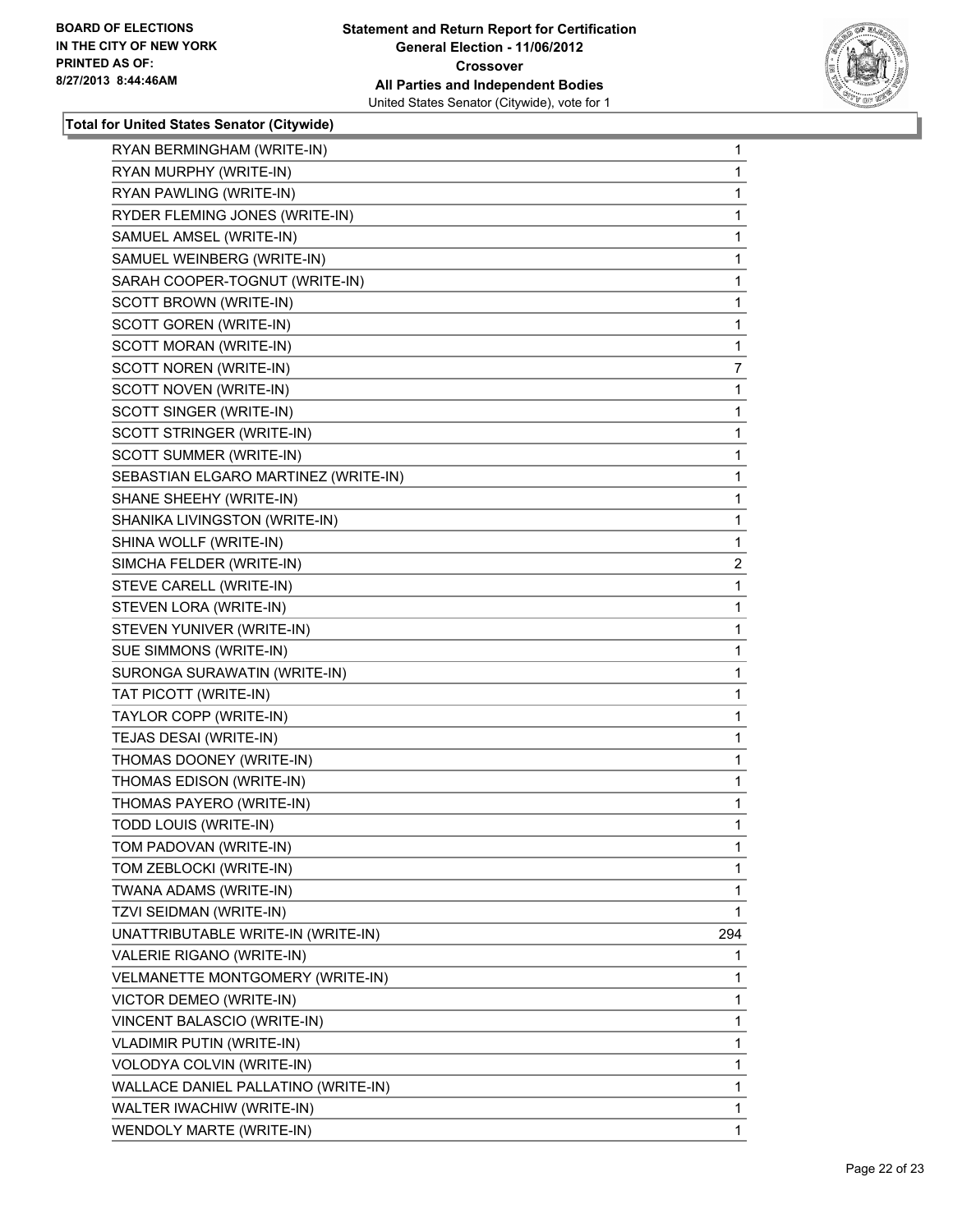**BOARD OF ELECTIONS IN THE CITY OF NEW YORK PRINTED AS OF: 8/27/2013 8:44:46AM**

**Statement and Return Report for Certification General Election - 11/06/2012 Crossover All Parties and Independent Bodies**
United States Senator (Citywide), vote for 1

**Total for United States Senator (Citywide)**

| | |
|---|---|
| RYAN BERMINGHAM (WRITE-IN) | 1 |
| RYAN MURPHY (WRITE-IN) | 1 |
| RYAN PAWLING (WRITE-IN) | 1 |
| RYDER FLEMING JONES (WRITE-IN) | 1 |
| SAMUEL AMSEL (WRITE-IN) | 1 |
| SAMUEL WEINBERG (WRITE-IN) | 1 |
| SARAH COOPER-TOGNUT (WRITE-IN) | 1 |
| SCOTT BROWN (WRITE-IN) | 1 |
| SCOTT GOREN (WRITE-IN) | 1 |
| SCOTT MORAN (WRITE-IN) | 1 |
| SCOTT NOREN (WRITE-IN) | 7 |
| SCOTT NOVEN (WRITE-IN) | 1 |
| SCOTT SINGER (WRITE-IN) | 1 |
| SCOTT STRINGER (WRITE-IN) | 1 |
| SCOTT SUMMER (WRITE-IN) | 1 |
| SEBASTIAN ELGARO MARTINEZ (WRITE-IN) | 1 |
| SHANE SHEEHY (WRITE-IN) | 1 |
| SHANIKA LIVINGSTON (WRITE-IN) | 1 |
| SHINA WOLLF (WRITE-IN) | 1 |
| SIMCHA FELDER (WRITE-IN) | 2 |
| STEVE CARELL (WRITE-IN) | 1 |
| STEVEN LORA (WRITE-IN) | 1 |
| STEVEN YUNIVER (WRITE-IN) | 1 |
| SUE SIMMONS (WRITE-IN) | 1 |
| SURONGA SURAWATIN (WRITE-IN) | 1 |
| TAT PICOTT (WRITE-IN) | 1 |
| TAYLOR COPP (WRITE-IN) | 1 |
| TEJAS DESAI (WRITE-IN) | 1 |
| THOMAS DOONEY (WRITE-IN) | 1 |
| THOMAS EDISON (WRITE-IN) | 1 |
| THOMAS PAYERO (WRITE-IN) | 1 |
| TODD LOUIS (WRITE-IN) | 1 |
| TOM PADOVAN (WRITE-IN) | 1 |
| TOM ZEBLOCKI (WRITE-IN) | 1 |
| TWANA ADAMS (WRITE-IN) | 1 |
| TZVI SEIDMAN (WRITE-IN) | 1 |
| UNATTRIBUTABLE WRITE-IN (WRITE-IN) | 294 |
| VALERIE RIGANO (WRITE-IN) | 1 |
| VELMANETTE MONTGOMERY (WRITE-IN) | 1 |
| VICTOR DEMEO (WRITE-IN) | 1 |
| VINCENT BALASCIO (WRITE-IN) | 1 |
| VLADIMIR PUTIN (WRITE-IN) | 1 |
| VOLODYA COLVIN (WRITE-IN) | 1 |
| WALLACE DANIEL PALLATINO (WRITE-IN) | 1 |
| WALTER IWACHIW (WRITE-IN) | 1 |
| WENDOLY MARTE (WRITE-IN) | 1 |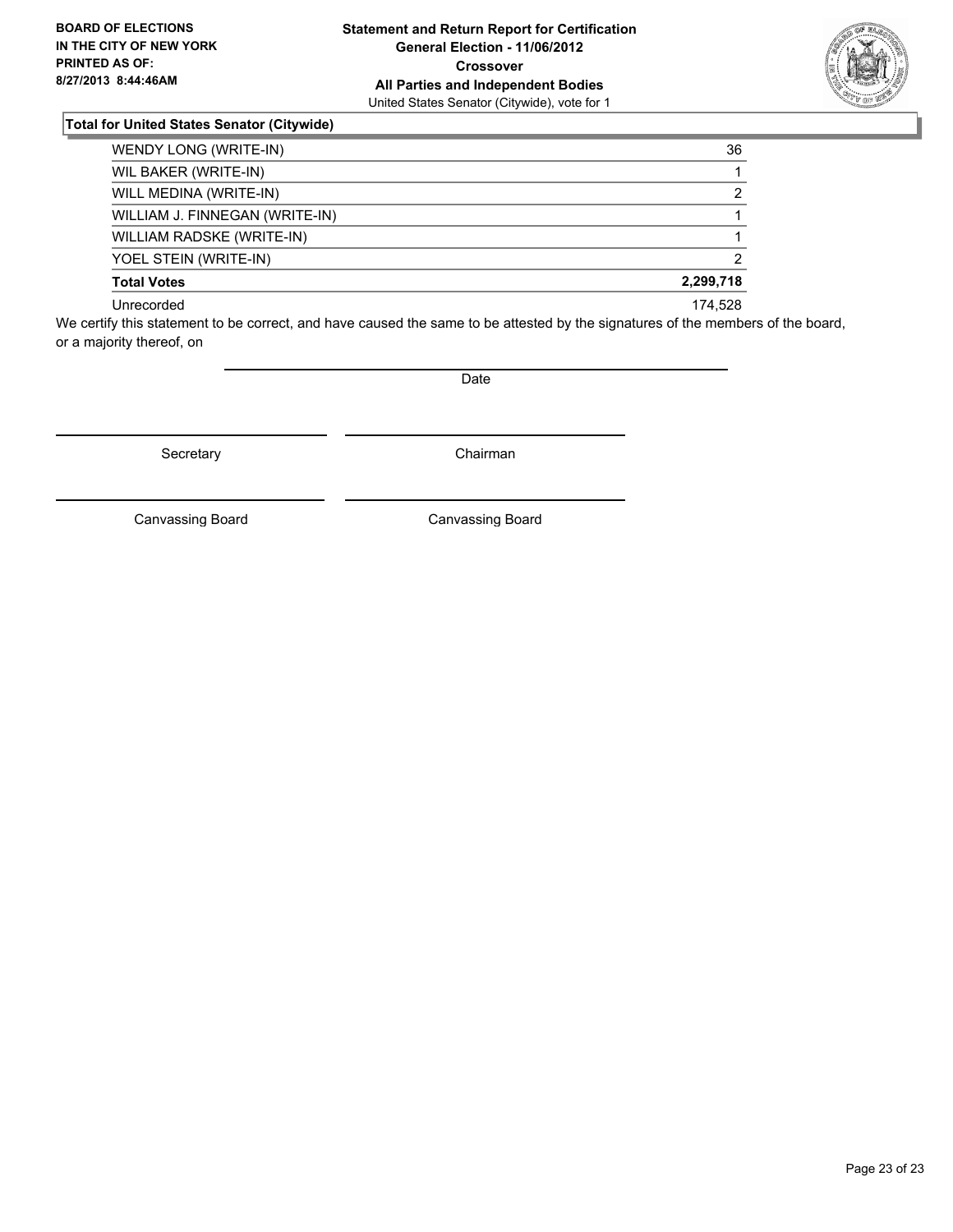**BOARD OF ELECTIONS IN THE CITY OF NEW YORK PRINTED AS OF: 8/27/2013 8:44:46AM**

**Statement and Return Report for Certification**
**General Election - 11/06/2012**
**Crossover**
**All Parties and Independent Bodies**
United States Senator (Citywide), vote for 1

**Total for United States Senator (Citywide)**

| | |
|---|---|
| WENDY LONG (WRITE-IN) | 36 |
| WIL BAKER (WRITE-IN) | 1 |
| WILL MEDINA (WRITE-IN) | 2 |
| WILLIAM J. FINNEGAN (WRITE-IN) | 1 |
| WILLIAM RADSKE (WRITE-IN) | 1 |
| YOEL STEIN (WRITE-IN) | 2 |
| **Total Votes** | **2,299,718** |
| Unrecorded | 174,528 |

We certify this statement to be correct, and have caused the same to be attested by the signatures of the members of the board, or a majority thereof, on

Date

Secretary

Chairman

Canvassing Board

Canvassing Board